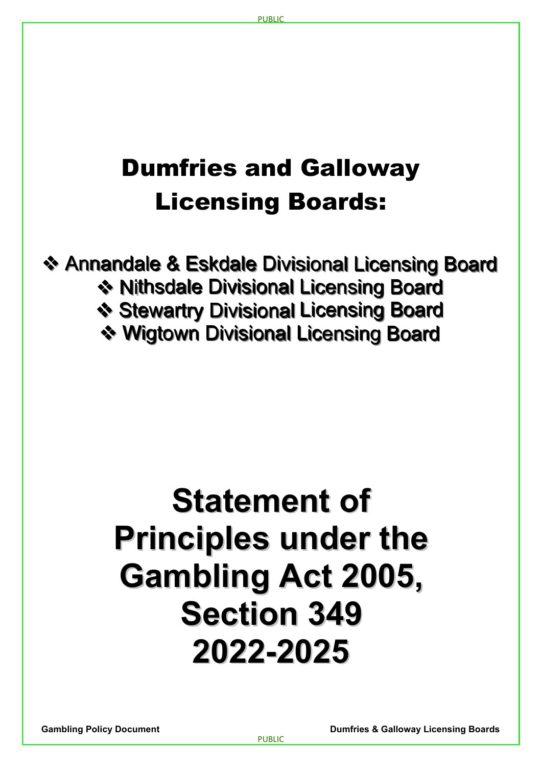# Dumfries and Galloway Licensing Boards:

- ❖ Annandale & Eskdale Divisional Licensing Board
- ❖ Nithsdale Divisional Licensing Board
- ❖ Stewartry Divisional Licensing Board
- ❖ Wigtown Divisional Licensing Board

# Statement of Principles under the Gambling Act 2005, Section 349 2022-2025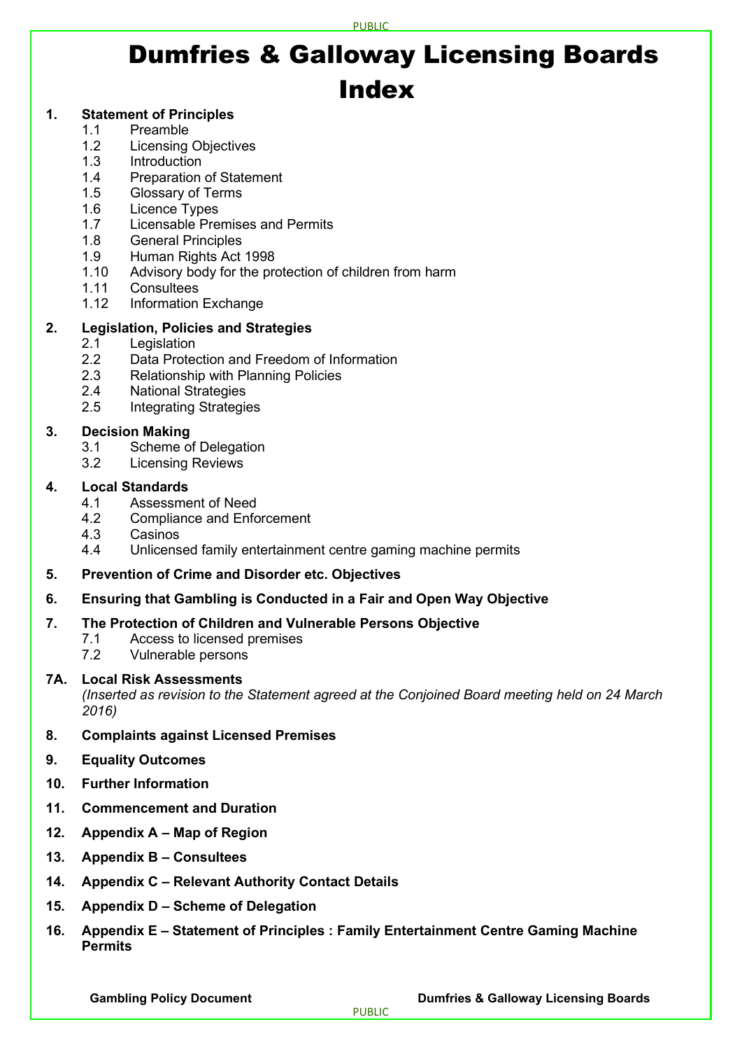# Dumfries & Galloway Licensing Boards Index

1. **Statement of Principles**
   - 1.1 Preamble
   - 1.2 Licensing Objectives
   - 1.3 Introduction
   - 1.4 Preparation of Statement
   - 1.5 Glossary of Terms
   - 1.6 Licence Types
   - 1.7 Licensable Premises and Permits
   - 1.8 General Principles
   - 1.9 Human Rights Act 1998
   - 1.10 Advisory body for the protection of children from harm
   - 1.11 Consultees
   - 1.12 Information Exchange

2. **Legislation, Policies and Strategies**
   - 2.1 Legislation
   - 2.2 Data Protection and Freedom of Information
   - 2.3 Relationship with Planning Policies
   - 2.4 National Strategies
   - 2.5 Integrating Strategies

3. **Decision Making**
   - 3.1 Scheme of Delegation
   - 3.2 Licensing Reviews

4. **Local Standards**
   - 4.1 Assessment of Need
   - 4.2 Compliance and Enforcement
   - 4.3 Casinos
   - 4.4 Unlicensed family entertainment centre gaming machine permits

5. **Prevention of Crime and Disorder etc. Objectives**

6. **Ensuring that Gambling is Conducted in a Fair and Open Way Objective**

7. **The Protection of Children and Vulnerable Persons Objective**
   - 7.1 Access to licensed premises
   - 7.2 Vulnerable persons

7A. **Local Risk Assessments**
*(Inserted as revision to the Statement agreed at the Conjoined Board meeting held on 24 March 2016)*

8. **Complaints against Licensed Premises**

9. **Equality Outcomes**

10. **Further Information**

11. **Commencement and Duration**

12. **Appendix A – Map of Region**

13. **Appendix B – Consultees**

14. **Appendix C – Relevant Authority Contact Details**

15. **Appendix D – Scheme of Delegation**

16. **Appendix E – Statement of Principles : Family Entertainment Centre Gaming Machine Permits**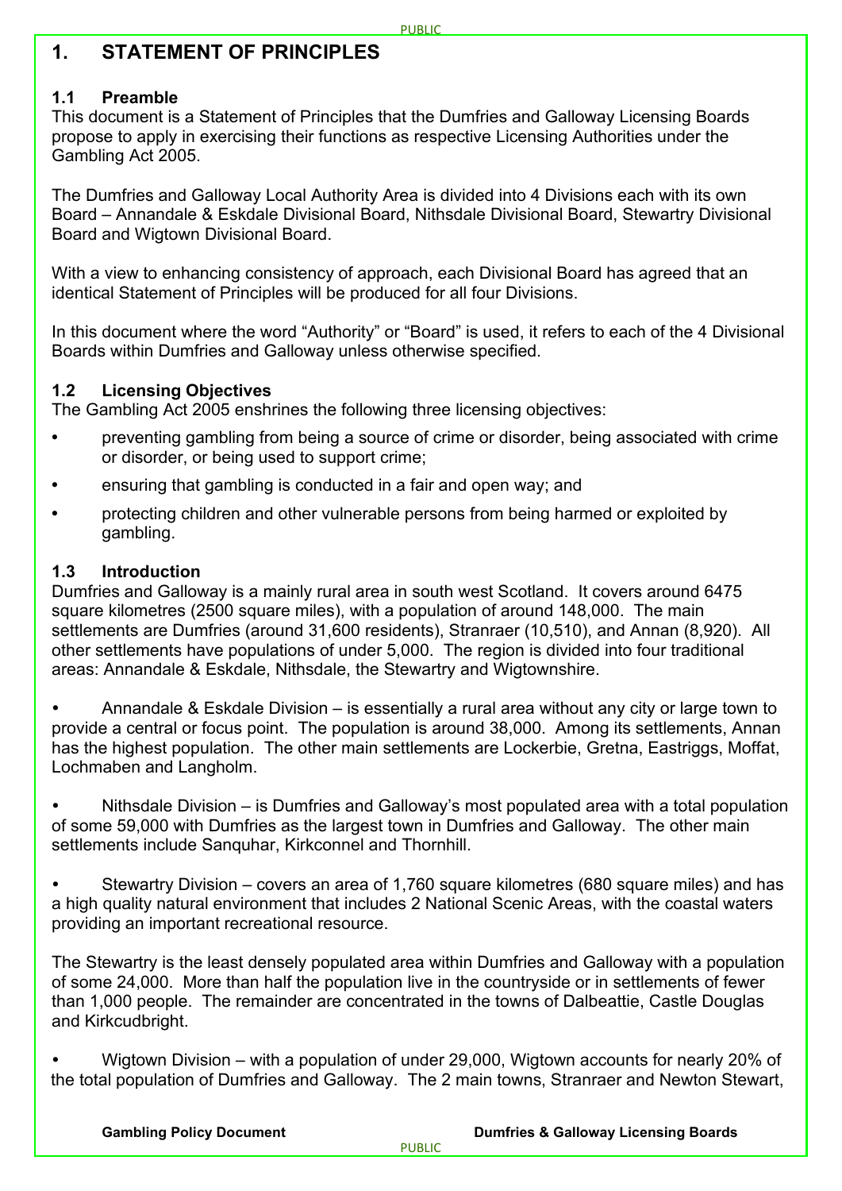# 1. STATEMENT OF PRINCIPLES

## 1.1 Preamble

This document is a Statement of Principles that the Dumfries and Galloway Licensing Boards propose to apply in exercising their functions as respective Licensing Authorities under the Gambling Act 2005.

The Dumfries and Galloway Local Authority Area is divided into 4 Divisions each with its own Board – Annandale & Eskdale Divisional Board, Nithsdale Divisional Board, Stewartry Divisional Board and Wigtown Divisional Board.

With a view to enhancing consistency of approach, each Divisional Board has agreed that an identical Statement of Principles will be produced for all four Divisions.

In this document where the word "Authority" or "Board" is used, it refers to each of the 4 Divisional Boards within Dumfries and Galloway unless otherwise specified.

## 1.2 Licensing Objectives

The Gambling Act 2005 enshrines the following three licensing objectives:

- preventing gambling from being a source of crime or disorder, being associated with crime or disorder, or being used to support crime;
- ensuring that gambling is conducted in a fair and open way; and
- protecting children and other vulnerable persons from being harmed or exploited by gambling.

## 1.3 Introduction

Dumfries and Galloway is a mainly rural area in south west Scotland. It covers around 6475 square kilometres (2500 square miles), with a population of around 148,000. The main settlements are Dumfries (around 31,600 residents), Stranraer (10,510), and Annan (8,920). All other settlements have populations of under 5,000. The region is divided into four traditional areas: Annandale & Eskdale, Nithsdale, the Stewartry and Wigtownshire.

- Annandale & Eskdale Division – is essentially a rural area without any city or large town to provide a central or focus point. The population is around 38,000. Among its settlements, Annan has the highest population. The other main settlements are Lockerbie, Gretna, Eastriggs, Moffat, Lochmaben and Langholm.

- Nithsdale Division – is Dumfries and Galloway's most populated area with a total population of some 59,000 with Dumfries as the largest town in Dumfries and Galloway. The other main settlements include Sanquhar, Kirkconnel and Thornhill.

- Stewartry Division – covers an area of 1,760 square kilometres (680 square miles) and has a high quality natural environment that includes 2 National Scenic Areas, with the coastal waters providing an important recreational resource.

The Stewartry is the least densely populated area within Dumfries and Galloway with a population of some 24,000. More than half the population live in the countryside or in settlements of fewer than 1,000 people. The remainder are concentrated in the towns of Dalbeattie, Castle Douglas and Kirkcudbright.

- Wigtown Division – with a population of under 29,000, Wigtown accounts for nearly 20% of the total population of Dumfries and Galloway. The 2 main towns, Stranraer and Newton Stewart,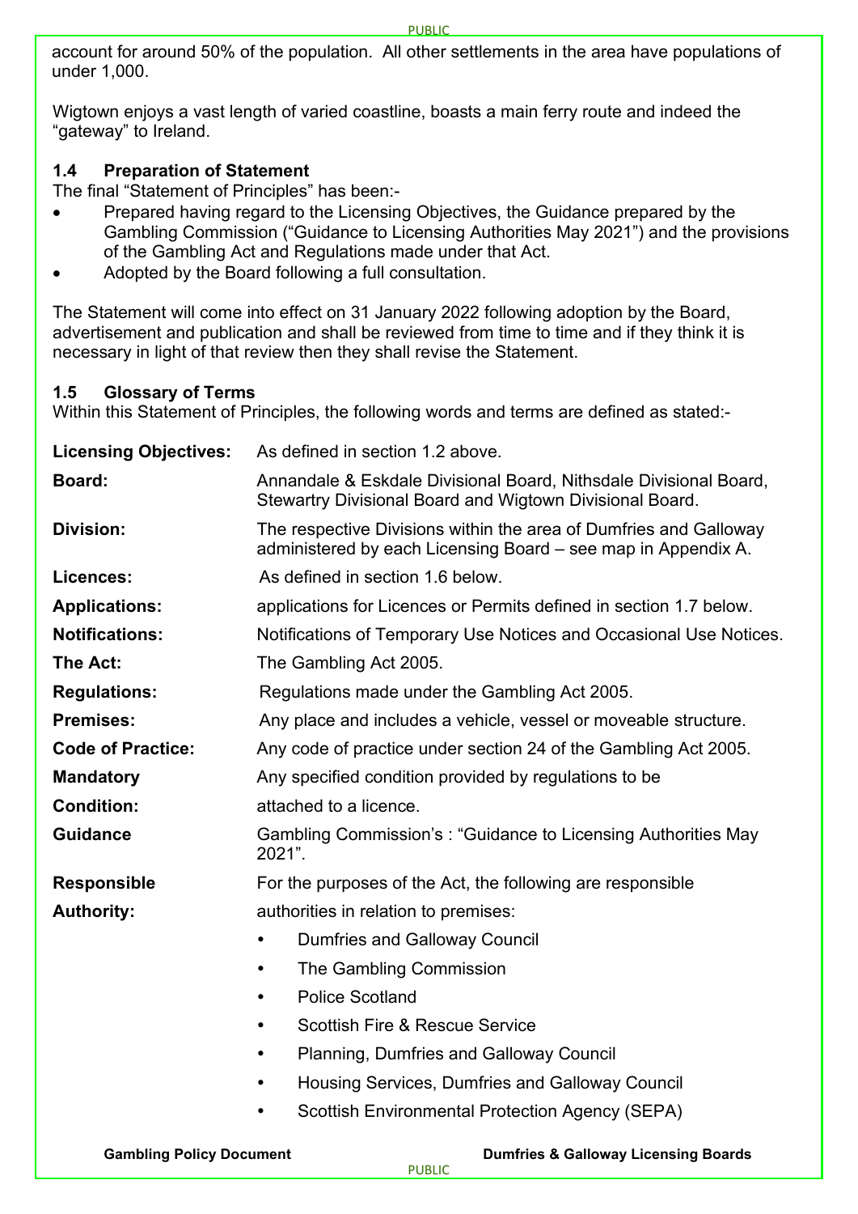account for around 50% of the population. All other settlements in the area have populations of under 1,000.

Wigtown enjoys a vast length of varied coastline, boasts a main ferry route and indeed the "gateway" to Ireland.

### 1.4 Preparation of Statement

The final "Statement of Principles" has been:-

- Prepared having regard to the Licensing Objectives, the Guidance prepared by the Gambling Commission ("Guidance to Licensing Authorities May 2021") and the provisions of the Gambling Act and Regulations made under that Act.
- Adopted by the Board following a full consultation.

The Statement will come into effect on 31 January 2022 following adoption by the Board, advertisement and publication and shall be reviewed from time to time and if they think it is necessary in light of that review then they shall revise the Statement.

### 1.5 Glossary of Terms

Within this Statement of Principles, the following words and terms are defined as stated:-

| | |
|---|---|
| **Licensing Objectives:** | As defined in section 1.2 above. |
| **Board:** | Annandale & Eskdale Divisional Board, Nithsdale Divisional Board, Stewartry Divisional Board and Wigtown Divisional Board. |
| **Division:** | The respective Divisions within the area of Dumfries and Galloway administered by each Licensing Board – see map in Appendix A. |
| **Licences:** | As defined in section 1.6 below. |
| **Applications:** | applications for Licences or Permits defined in section 1.7 below. |
| **Notifications:** | Notifications of Temporary Use Notices and Occasional Use Notices. |
| **The Act:** | The Gambling Act 2005. |
| **Regulations:** | Regulations made under the Gambling Act 2005. |
| **Premises:** | Any place and includes a vehicle, vessel or moveable structure. |
| **Code of Practice:** | Any code of practice under section 24 of the Gambling Act 2005. |
| **Mandatory Condition:** | Any specified condition provided by regulations to be attached to a licence. |
| **Guidance** | Gambling Commission's : "Guidance to Licensing Authorities May 2021". |
| **Responsible Authority:** | For the purposes of the Act, the following are responsible authorities in relation to premises:<br>• Dumfries and Galloway Council<br>• The Gambling Commission<br>• Police Scotland<br>• Scottish Fire & Rescue Service<br>• Planning, Dumfries and Galloway Council<br>• Housing Services, Dumfries and Galloway Council<br>• Scottish Environmental Protection Agency (SEPA) |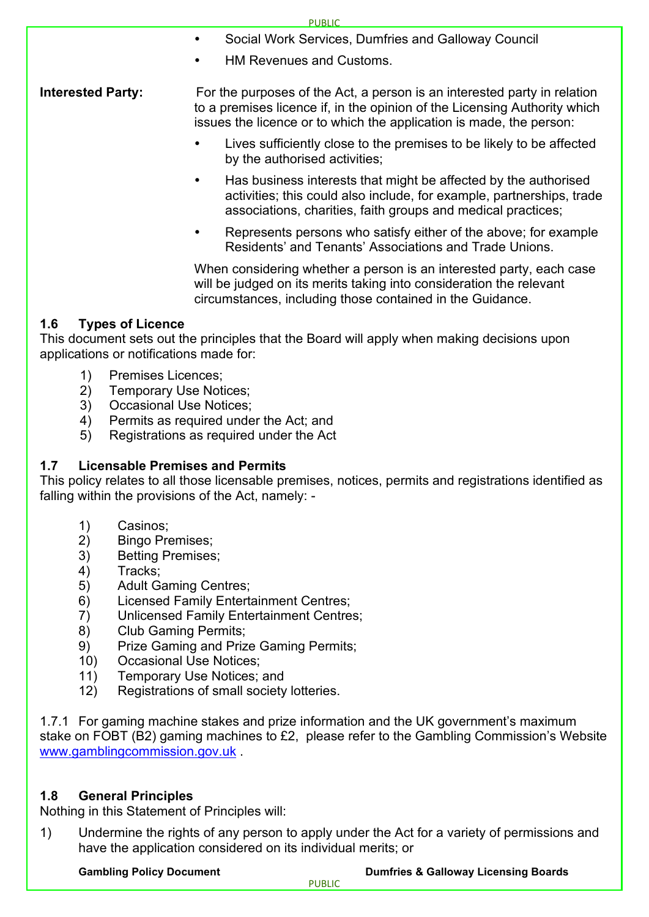- Social Work Services, Dumfries and Galloway Council
- HM Revenues and Customs.

**Interested Party:** For the purposes of the Act, a person is an interested party in relation to a premises licence if, in the opinion of the Licensing Authority which issues the licence or to which the application is made, the person:

- Lives sufficiently close to the premises to be likely to be affected by the authorised activities;
- Has business interests that might be affected by the authorised activities; this could also include, for example, partnerships, trade associations, charities, faith groups and medical practices;
- Represents persons who satisfy either of the above; for example Residents' and Tenants' Associations and Trade Unions.

When considering whether a person is an interested party, each case will be judged on its merits taking into consideration the relevant circumstances, including those contained in the Guidance.

### 1.6 Types of Licence

This document sets out the principles that the Board will apply when making decisions upon applications or notifications made for:

1) Premises Licences;
2) Temporary Use Notices;
3) Occasional Use Notices;
4) Permits as required under the Act; and
5) Registrations as required under the Act

### 1.7 Licensable Premises and Permits

This policy relates to all those licensable premises, notices, permits and registrations identified as falling within the provisions of the Act, namely: -

1) Casinos;
2) Bingo Premises;
3) Betting Premises;
4) Tracks;
5) Adult Gaming Centres;
6) Licensed Family Entertainment Centres;
7) Unlicensed Family Entertainment Centres;
8) Club Gaming Permits;
9) Prize Gaming and Prize Gaming Permits;
10) Occasional Use Notices;
11) Temporary Use Notices; and
12) Registrations of small society lotteries.

1.7.1 For gaming machine stakes and prize information and the UK government's maximum stake on FOBT (B2) gaming machines to £2, please refer to the Gambling Commission's Website www.gamblingcommission.gov.uk .

### 1.8 General Principles

Nothing in this Statement of Principles will:

1) Undermine the rights of any person to apply under the Act for a variety of permissions and have the application considered on its individual merits; or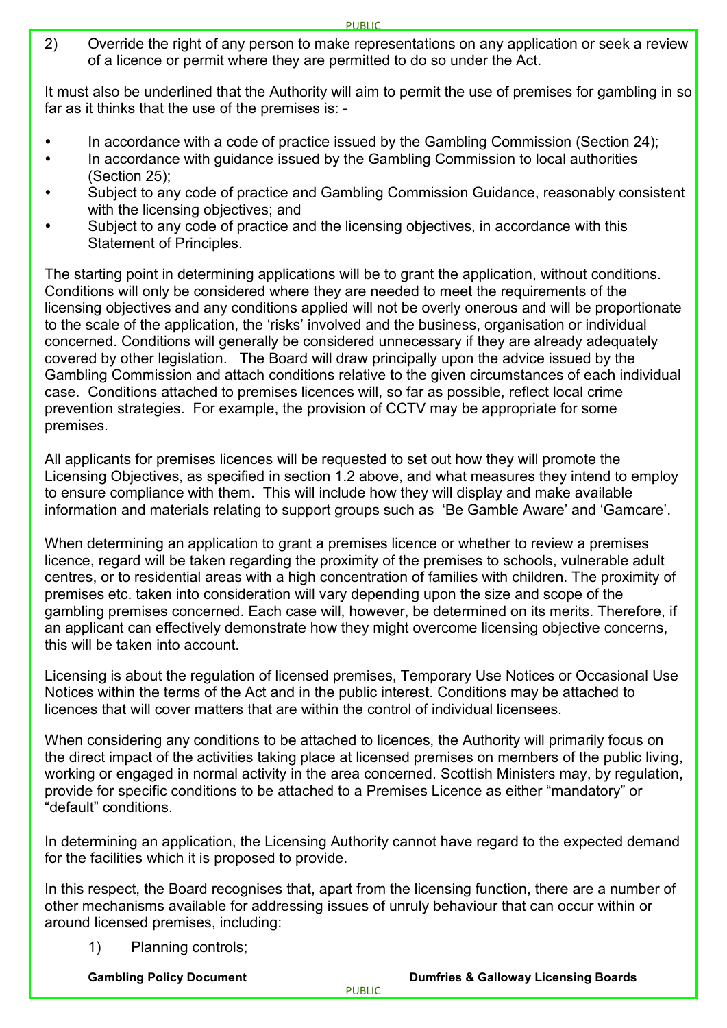2) Override the right of any person to make representations on any application or seek a review of a licence or permit where they are permitted to do so under the Act.

It must also be underlined that the Authority will aim to permit the use of premises for gambling in so far as it thinks that the use of the premises is: -

- In accordance with a code of practice issued by the Gambling Commission (Section 24);
- In accordance with guidance issued by the Gambling Commission to local authorities (Section 25);
- Subject to any code of practice and Gambling Commission Guidance, reasonably consistent with the licensing objectives; and
- Subject to any code of practice and the licensing objectives, in accordance with this Statement of Principles.

The starting point in determining applications will be to grant the application, without conditions. Conditions will only be considered where they are needed to meet the requirements of the licensing objectives and any conditions applied will not be overly onerous and will be proportionate to the scale of the application, the 'risks' involved and the business, organisation or individual concerned. Conditions will generally be considered unnecessary if they are already adequately covered by other legislation. The Board will draw principally upon the advice issued by the Gambling Commission and attach conditions relative to the given circumstances of each individual case. Conditions attached to premises licences will, so far as possible, reflect local crime prevention strategies. For example, the provision of CCTV may be appropriate for some premises.

All applicants for premises licences will be requested to set out how they will promote the Licensing Objectives, as specified in section 1.2 above, and what measures they intend to employ to ensure compliance with them. This will include how they will display and make available information and materials relating to support groups such as 'Be Gamble Aware' and 'Gamcare'.

When determining an application to grant a premises licence or whether to review a premises licence, regard will be taken regarding the proximity of the premises to schools, vulnerable adult centres, or to residential areas with a high concentration of families with children. The proximity of premises etc. taken into consideration will vary depending upon the size and scope of the gambling premises concerned. Each case will, however, be determined on its merits. Therefore, if an applicant can effectively demonstrate how they might overcome licensing objective concerns, this will be taken into account.

Licensing is about the regulation of licensed premises, Temporary Use Notices or Occasional Use Notices within the terms of the Act and in the public interest. Conditions may be attached to licences that will cover matters that are within the control of individual licensees.

When considering any conditions to be attached to licences, the Authority will primarily focus on the direct impact of the activities taking place at licensed premises on members of the public living, working or engaged in normal activity in the area concerned. Scottish Ministers may, by regulation, provide for specific conditions to be attached to a Premises Licence as either "mandatory" or "default" conditions.

In determining an application, the Licensing Authority cannot have regard to the expected demand for the facilities which it is proposed to provide.

In this respect, the Board recognises that, apart from the licensing function, there are a number of other mechanisms available for addressing issues of unruly behaviour that can occur within or around licensed premises, including:

1) Planning controls;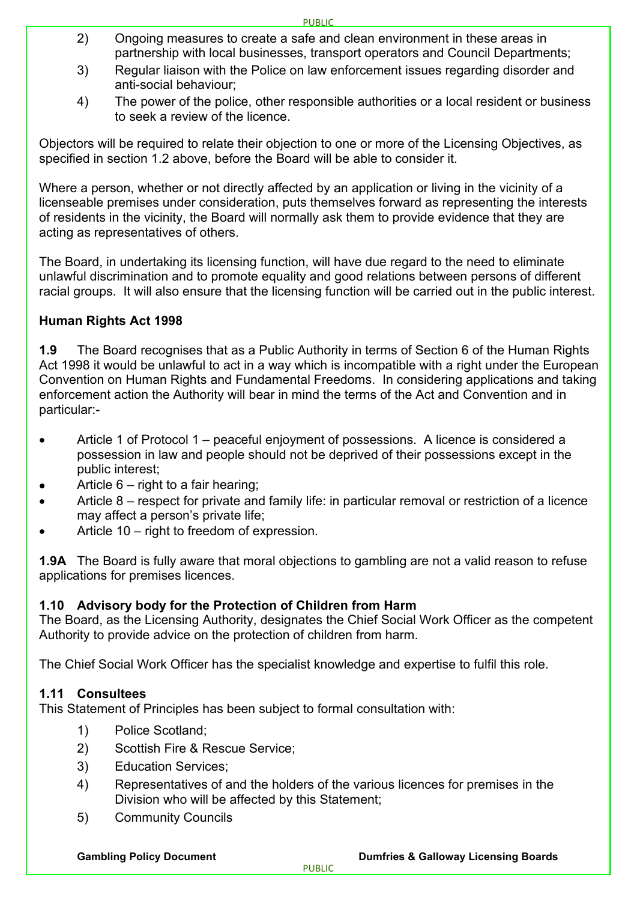2) Ongoing measures to create a safe and clean environment in these areas in partnership with local businesses, transport operators and Council Departments;
3) Regular liaison with the Police on law enforcement issues regarding disorder and anti-social behaviour;
4) The power of the police, other responsible authorities or a local resident or business to seek a review of the licence.

Objectors will be required to relate their objection to one or more of the Licensing Objectives, as specified in section 1.2 above, before the Board will be able to consider it.

Where a person, whether or not directly affected by an application or living in the vicinity of a licenseable premises under consideration, puts themselves forward as representing the interests of residents in the vicinity, the Board will normally ask them to provide evidence that they are acting as representatives of others.

The Board, in undertaking its licensing function, will have due regard to the need to eliminate unlawful discrimination and to promote equality and good relations between persons of different racial groups. It will also ensure that the licensing function will be carried out in the public interest.

### Human Rights Act 1998

**1.9** The Board recognises that as a Public Authority in terms of Section 6 of the Human Rights Act 1998 it would be unlawful to act in a way which is incompatible with a right under the European Convention on Human Rights and Fundamental Freedoms. In considering applications and taking enforcement action the Authority will bear in mind the terms of the Act and Convention and in particular:-

- Article 1 of Protocol 1 – peaceful enjoyment of possessions. A licence is considered a possession in law and people should not be deprived of their possessions except in the public interest;
- Article 6 – right to a fair hearing;
- Article 8 – respect for private and family life: in particular removal or restriction of a licence may affect a person's private life;
- Article 10 – right to freedom of expression.

**1.9A** The Board is fully aware that moral objections to gambling are not a valid reason to refuse applications for premises licences.

### 1.10 Advisory body for the Protection of Children from Harm

The Board, as the Licensing Authority, designates the Chief Social Work Officer as the competent Authority to provide advice on the protection of children from harm.

The Chief Social Work Officer has the specialist knowledge and expertise to fulfil this role.

### 1.11 Consultees

This Statement of Principles has been subject to formal consultation with:

1) Police Scotland;
2) Scottish Fire & Rescue Service;
3) Education Services;
4) Representatives of and the holders of the various licences for premises in the Division who will be affected by this Statement;
5) Community Councils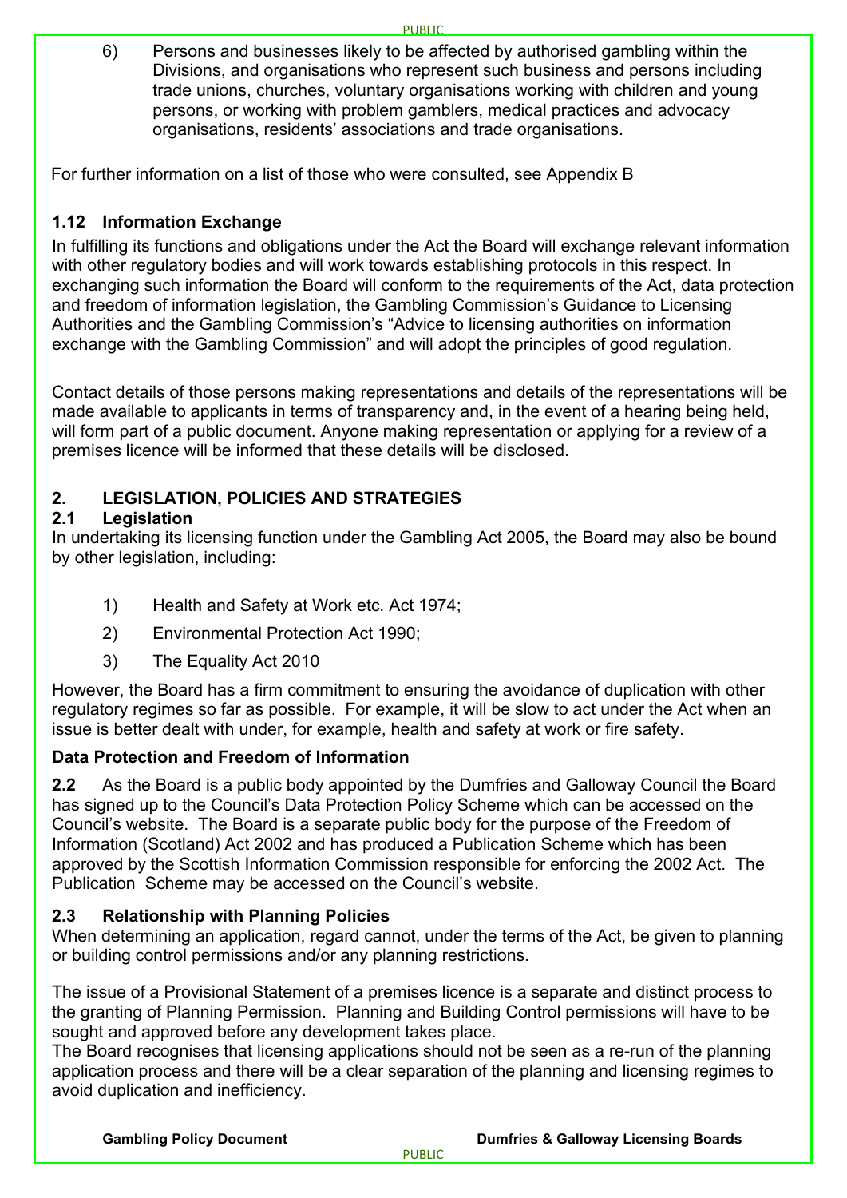6) Persons and businesses likely to be affected by authorised gambling within the Divisions, and organisations who represent such business and persons including trade unions, churches, voluntary organisations working with children and young persons, or working with problem gamblers, medical practices and advocacy organisations, residents' associations and trade organisations.

For further information on a list of those who were consulted, see Appendix B

### 1.12 Information Exchange

In fulfilling its functions and obligations under the Act the Board will exchange relevant information with other regulatory bodies and will work towards establishing protocols in this respect. In exchanging such information the Board will conform to the requirements of the Act, data protection and freedom of information legislation, the Gambling Commission's Guidance to Licensing Authorities and the Gambling Commission's "Advice to licensing authorities on information exchange with the Gambling Commission" and will adopt the principles of good regulation.

Contact details of those persons making representations and details of the representations will be made available to applicants in terms of transparency and, in the event of a hearing being held, will form part of a public document. Anyone making representation or applying for a review of a premises licence will be informed that these details will be disclosed.

## 2. LEGISLATION, POLICIES AND STRATEGIES

### 2.1 Legislation

In undertaking its licensing function under the Gambling Act 2005, the Board may also be bound by other legislation, including:

1) Health and Safety at Work etc. Act 1974;
2) Environmental Protection Act 1990;
3) The Equality Act 2010

However, the Board has a firm commitment to ensuring the avoidance of duplication with other regulatory regimes so far as possible. For example, it will be slow to act under the Act when an issue is better dealt with under, for example, health and safety at work or fire safety.

**Data Protection and Freedom of Information**

**2.2** As the Board is a public body appointed by the Dumfries and Galloway Council the Board has signed up to the Council's Data Protection Policy Scheme which can be accessed on the Council's website. The Board is a separate public body for the purpose of the Freedom of Information (Scotland) Act 2002 and has produced a Publication Scheme which has been approved by the Scottish Information Commission responsible for enforcing the 2002 Act. The Publication Scheme may be accessed on the Council's website.

### 2.3 Relationship with Planning Policies

When determining an application, regard cannot, under the terms of the Act, be given to planning or building control permissions and/or any planning restrictions.

The issue of a Provisional Statement of a premises licence is a separate and distinct process to the granting of Planning Permission. Planning and Building Control permissions will have to be sought and approved before any development takes place.
The Board recognises that licensing applications should not be seen as a re-run of the planning application process and there will be a clear separation of the planning and licensing regimes to avoid duplication and inefficiency.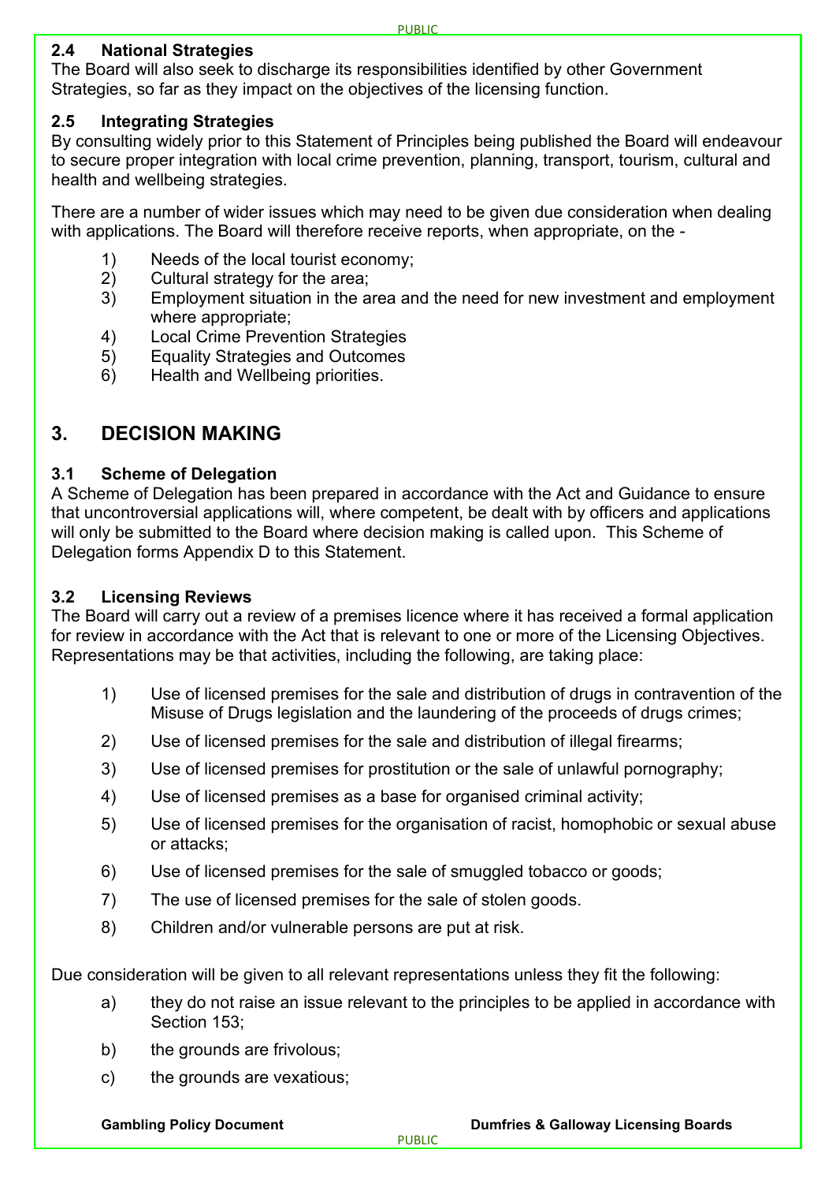### 2.4 National Strategies

The Board will also seek to discharge its responsibilities identified by other Government Strategies, so far as they impact on the objectives of the licensing function.

### 2.5 Integrating Strategies

By consulting widely prior to this Statement of Principles being published the Board will endeavour to secure proper integration with local crime prevention, planning, transport, tourism, cultural and health and wellbeing strategies.

There are a number of wider issues which may need to be given due consideration when dealing with applications. The Board will therefore receive reports, when appropriate, on the -

1) Needs of the local tourist economy;
2) Cultural strategy for the area;
3) Employment situation in the area and the need for new investment and employment where appropriate;
4) Local Crime Prevention Strategies
5) Equality Strategies and Outcomes
6) Health and Wellbeing priorities.

## 3. DECISION MAKING

### 3.1 Scheme of Delegation

A Scheme of Delegation has been prepared in accordance with the Act and Guidance to ensure that uncontroversial applications will, where competent, be dealt with by officers and applications will only be submitted to the Board where decision making is called upon. This Scheme of Delegation forms Appendix D to this Statement.

### 3.2 Licensing Reviews

The Board will carry out a review of a premises licence where it has received a formal application for review in accordance with the Act that is relevant to one or more of the Licensing Objectives. Representations may be that activities, including the following, are taking place:

1) Use of licensed premises for the sale and distribution of drugs in contravention of the Misuse of Drugs legislation and the laundering of the proceeds of drugs crimes;

2) Use of licensed premises for the sale and distribution of illegal firearms;

3) Use of licensed premises for prostitution or the sale of unlawful pornography;

4) Use of licensed premises as a base for organised criminal activity;

5) Use of licensed premises for the organisation of racist, homophobic or sexual abuse or attacks;

6) Use of licensed premises for the sale of smuggled tobacco or goods;

7) The use of licensed premises for the sale of stolen goods.

8) Children and/or vulnerable persons are put at risk.

Due consideration will be given to all relevant representations unless they fit the following:

a) they do not raise an issue relevant to the principles to be applied in accordance with Section 153;

b) the grounds are frivolous;

c) the grounds are vexatious;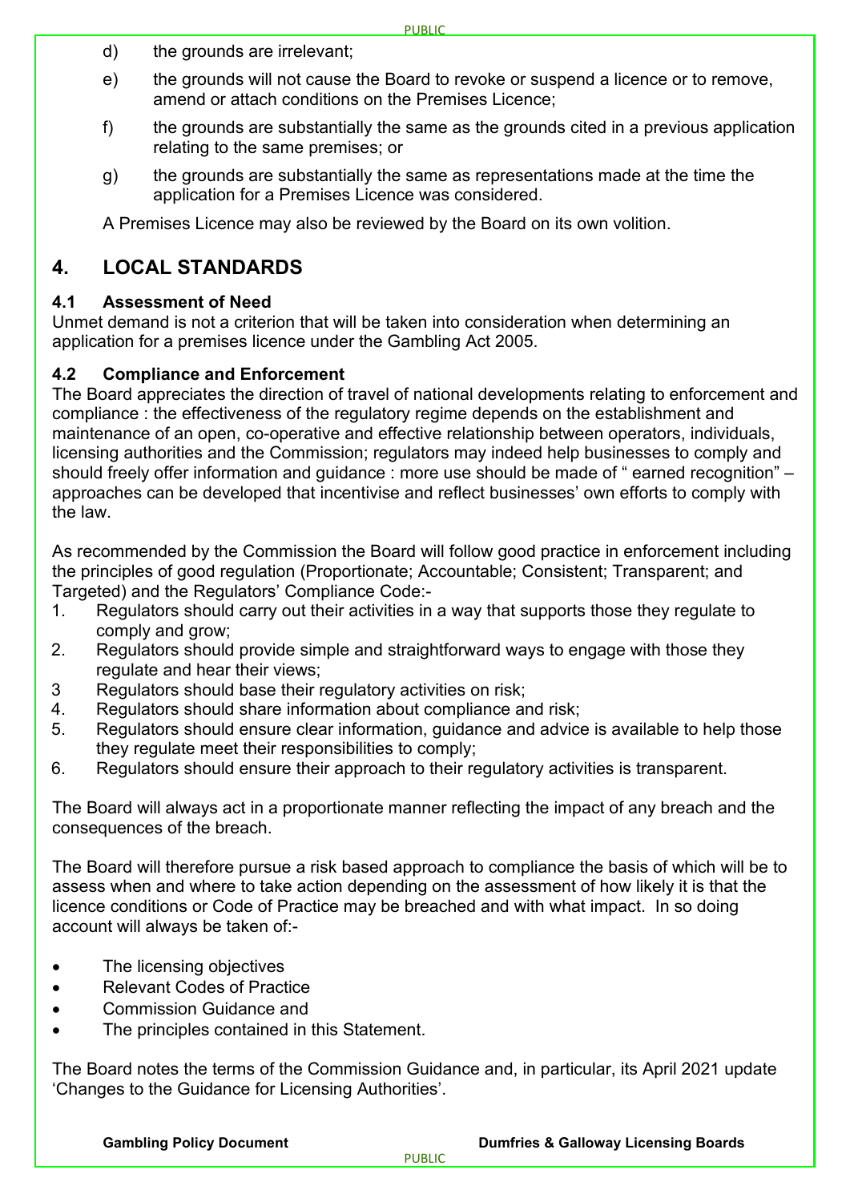d) the grounds are irrelevant;

e) the grounds will not cause the Board to revoke or suspend a licence or to remove, amend or attach conditions on the Premises Licence;

f) the grounds are substantially the same as the grounds cited in a previous application relating to the same premises; or

g) the grounds are substantially the same as representations made at the time the application for a Premises Licence was considered.

A Premises Licence may also be reviewed by the Board on its own volition.

## 4. LOCAL STANDARDS

### 4.1 Assessment of Need

Unmet demand is not a criterion that will be taken into consideration when determining an application for a premises licence under the Gambling Act 2005.

### 4.2 Compliance and Enforcement

The Board appreciates the direction of travel of national developments relating to enforcement and compliance : the effectiveness of the regulatory regime depends on the establishment and maintenance of an open, co-operative and effective relationship between operators, individuals, licensing authorities and the Commission; regulators may indeed help businesses to comply and should freely offer information and guidance : more use should be made of " earned recognition" – approaches can be developed that incentivise and reflect businesses' own efforts to comply with the law.

As recommended by the Commission the Board will follow good practice in enforcement including the principles of good regulation (Proportionate; Accountable; Consistent; Transparent; and Targeted) and the Regulators' Compliance Code:-

1. Regulators should carry out their activities in a way that supports those they regulate to comply and grow;
2. Regulators should provide simple and straightforward ways to engage with those they regulate and hear their views;
3. Regulators should base their regulatory activities on risk;
4. Regulators should share information about compliance and risk;
5. Regulators should ensure clear information, guidance and advice is available to help those they regulate meet their responsibilities to comply;
6. Regulators should ensure their approach to their regulatory activities is transparent.

The Board will always act in a proportionate manner reflecting the impact of any breach and the consequences of the breach.

The Board will therefore pursue a risk based approach to compliance the basis of which will be to assess when and where to take action depending on the assessment of how likely it is that the licence conditions or Code of Practice may be breached and with what impact. In so doing account will always be taken of:-

- The licensing objectives
- Relevant Codes of Practice
- Commission Guidance and
- The principles contained in this Statement.

The Board notes the terms of the Commission Guidance and, in particular, its April 2021 update 'Changes to the Guidance for Licensing Authorities'.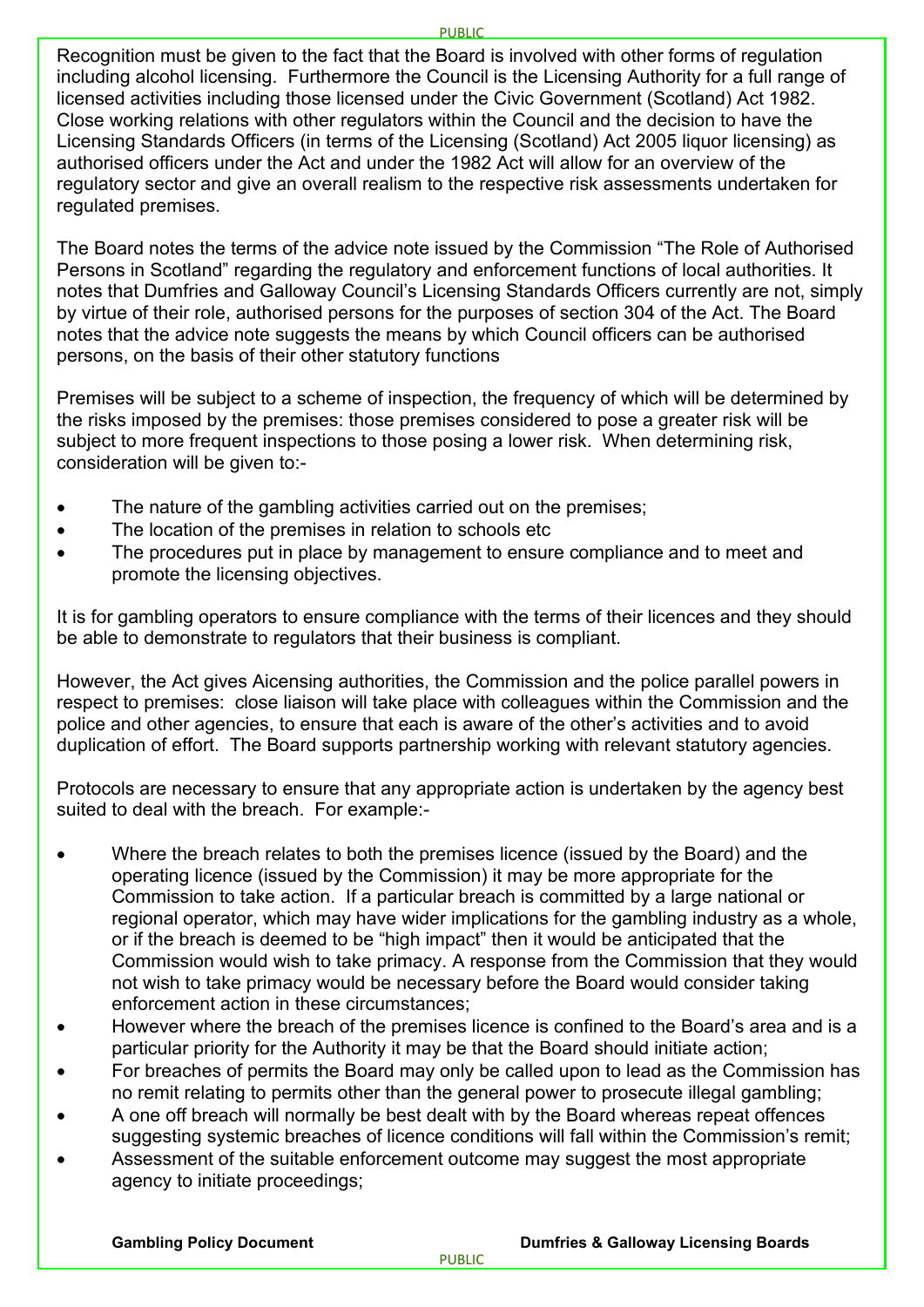Recognition must be given to the fact that the Board is involved with other forms of regulation including alcohol licensing. Furthermore the Council is the Licensing Authority for a full range of licensed activities including those licensed under the Civic Government (Scotland) Act 1982. Close working relations with other regulators within the Council and the decision to have the Licensing Standards Officers (in terms of the Licensing (Scotland) Act 2005 liquor licensing) as authorised officers under the Act and under the 1982 Act will allow for an overview of the regulatory sector and give an overall realism to the respective risk assessments undertaken for regulated premises.

The Board notes the terms of the advice note issued by the Commission "The Role of Authorised Persons in Scotland" regarding the regulatory and enforcement functions of local authorities. It notes that Dumfries and Galloway Council's Licensing Standards Officers currently are not, simply by virtue of their role, authorised persons for the purposes of section 304 of the Act. The Board notes that the advice note suggests the means by which Council officers can be authorised persons, on the basis of their other statutory functions

Premises will be subject to a scheme of inspection, the frequency of which will be determined by the risks imposed by the premises: those premises considered to pose a greater risk will be subject to more frequent inspections to those posing a lower risk. When determining risk, consideration will be given to:-

- The nature of the gambling activities carried out on the premises;
- The location of the premises in relation to schools etc
- The procedures put in place by management to ensure compliance and to meet and promote the licensing objectives.

It is for gambling operators to ensure compliance with the terms of their licences and they should be able to demonstrate to regulators that their business is compliant.

However, the Act gives Aicensing authorities, the Commission and the police parallel powers in respect to premises: close liaison will take place with colleagues within the Commission and the police and other agencies, to ensure that each is aware of the other's activities and to avoid duplication of effort. The Board supports partnership working with relevant statutory agencies.

Protocols are necessary to ensure that any appropriate action is undertaken by the agency best suited to deal with the breach. For example:-

- Where the breach relates to both the premises licence (issued by the Board) and the operating licence (issued by the Commission) it may be more appropriate for the Commission to take action. If a particular breach is committed by a large national or regional operator, which may have wider implications for the gambling industry as a whole, or if the breach is deemed to be "high impact" then it would be anticipated that the Commission would wish to take primacy. A response from the Commission that they would not wish to take primacy would be necessary before the Board would consider taking enforcement action in these circumstances;
- However where the breach of the premises licence is confined to the Board's area and is a particular priority for the Authority it may be that the Board should initiate action;
- For breaches of permits the Board may only be called upon to lead as the Commission has no remit relating to permits other than the general power to prosecute illegal gambling;
- A one off breach will normally be best dealt with by the Board whereas repeat offences suggesting systemic breaches of licence conditions will fall within the Commission's remit;
- Assessment of the suitable enforcement outcome may suggest the most appropriate agency to initiate proceedings;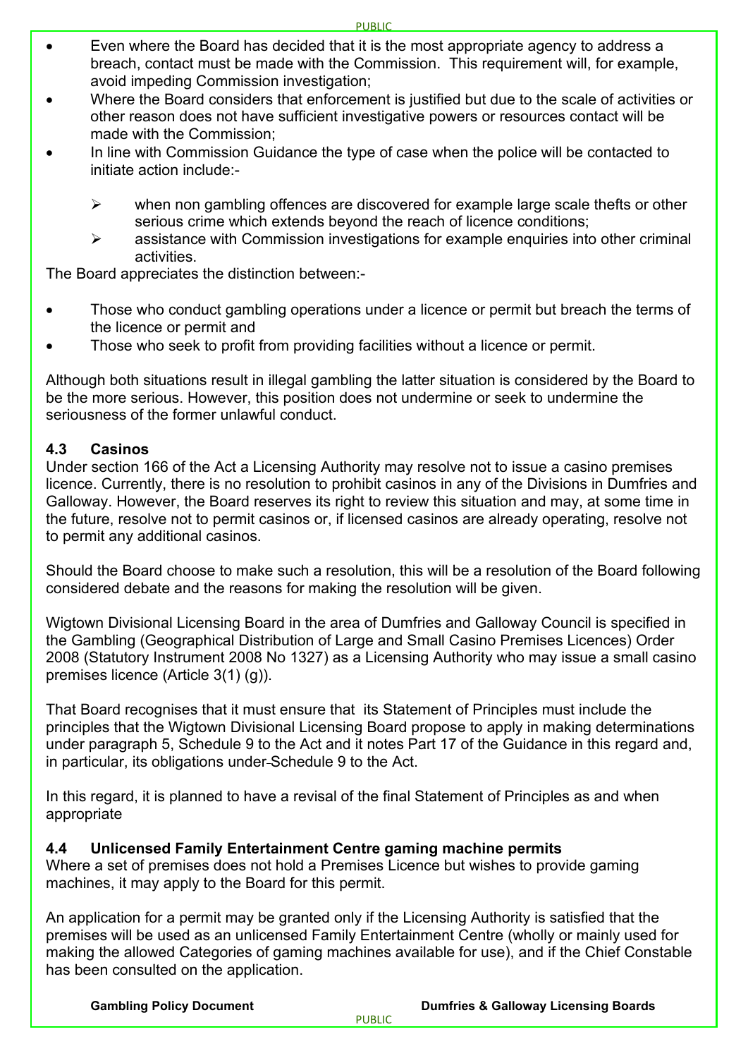- Even where the Board has decided that it is the most appropriate agency to address a breach, contact must be made with the Commission. This requirement will, for example, avoid impeding Commission investigation;
- Where the Board considers that enforcement is justified but due to the scale of activities or other reason does not have sufficient investigative powers or resources contact will be made with the Commission;
- In line with Commission Guidance the type of case when the police will be contacted to initiate action include:-
  - when non gambling offences are discovered for example large scale thefts or other serious crime which extends beyond the reach of licence conditions;
  - assistance with Commission investigations for example enquiries into other criminal activities.

The Board appreciates the distinction between:-

- Those who conduct gambling operations under a licence or permit but breach the terms of the licence or permit and
- Those who seek to profit from providing facilities without a licence or permit.

Although both situations result in illegal gambling the latter situation is considered by the Board to be the more serious. However, this position does not undermine or seek to undermine the seriousness of the former unlawful conduct.

### 4.3 Casinos

Under section 166 of the Act a Licensing Authority may resolve not to issue a casino premises licence. Currently, there is no resolution to prohibit casinos in any of the Divisions in Dumfries and Galloway. However, the Board reserves its right to review this situation and may, at some time in the future, resolve not to permit casinos or, if licensed casinos are already operating, resolve not to permit any additional casinos.

Should the Board choose to make such a resolution, this will be a resolution of the Board following considered debate and the reasons for making the resolution will be given.

Wigtown Divisional Licensing Board in the area of Dumfries and Galloway Council is specified in the Gambling (Geographical Distribution of Large and Small Casino Premises Licences) Order 2008 (Statutory Instrument 2008 No 1327) as a Licensing Authority who may issue a small casino premises licence (Article 3(1) (g)).

That Board recognises that it must ensure that its Statement of Principles must include the principles that the Wigtown Divisional Licensing Board propose to apply in making determinations under paragraph 5, Schedule 9 to the Act and it notes Part 17 of the Guidance in this regard and, in particular, its obligations under Schedule 9 to the Act.

In this regard, it is planned to have a revisal of the final Statement of Principles as and when appropriate

### 4.4 Unlicensed Family Entertainment Centre gaming machine permits

Where a set of premises does not hold a Premises Licence but wishes to provide gaming machines, it may apply to the Board for this permit.

An application for a permit may be granted only if the Licensing Authority is satisfied that the premises will be used as an unlicensed Family Entertainment Centre (wholly or mainly used for making the allowed Categories of gaming machines available for use), and if the Chief Constable has been consulted on the application.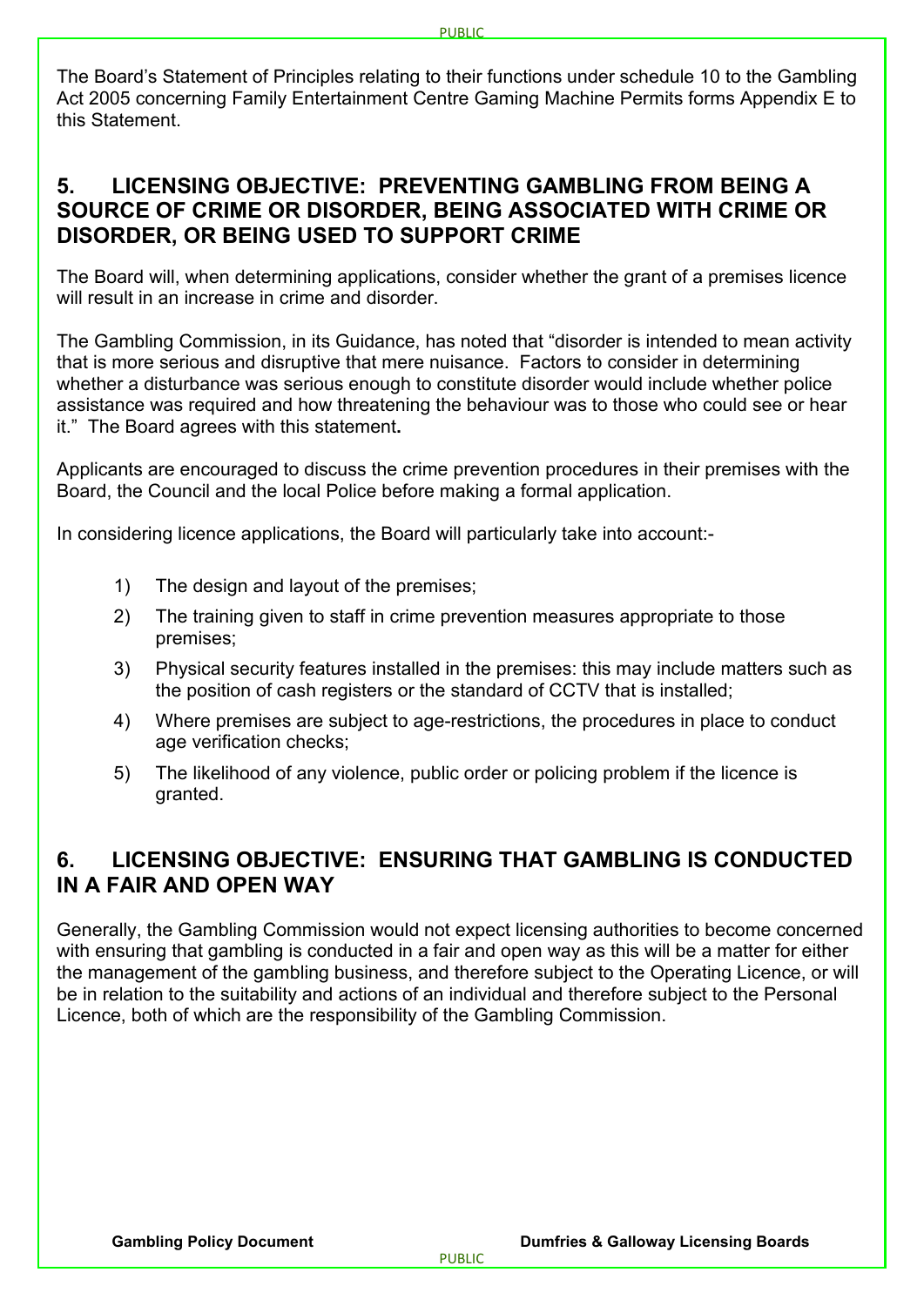The Board's Statement of Principles relating to their functions under schedule 10 to the Gambling Act 2005 concerning Family Entertainment Centre Gaming Machine Permits forms Appendix E to this Statement.

## 5. LICENSING OBJECTIVE: PREVENTING GAMBLING FROM BEING A SOURCE OF CRIME OR DISORDER, BEING ASSOCIATED WITH CRIME OR DISORDER, OR BEING USED TO SUPPORT CRIME

The Board will, when determining applications, consider whether the grant of a premises licence will result in an increase in crime and disorder.

The Gambling Commission, in its Guidance, has noted that "disorder is intended to mean activity that is more serious and disruptive that mere nuisance. Factors to consider in determining whether a disturbance was serious enough to constitute disorder would include whether police assistance was required and how threatening the behaviour was to those who could see or hear it." The Board agrees with this statement**.**

Applicants are encouraged to discuss the crime prevention procedures in their premises with the Board, the Council and the local Police before making a formal application.

In considering licence applications, the Board will particularly take into account:-

1) The design and layout of the premises;
2) The training given to staff in crime prevention measures appropriate to those premises;
3) Physical security features installed in the premises: this may include matters such as the position of cash registers or the standard of CCTV that is installed;
4) Where premises are subject to age-restrictions, the procedures in place to conduct age verification checks;
5) The likelihood of any violence, public order or policing problem if the licence is granted.

## 6. LICENSING OBJECTIVE: ENSURING THAT GAMBLING IS CONDUCTED IN A FAIR AND OPEN WAY

Generally, the Gambling Commission would not expect licensing authorities to become concerned with ensuring that gambling is conducted in a fair and open way as this will be a matter for either the management of the gambling business, and therefore subject to the Operating Licence, or will be in relation to the suitability and actions of an individual and therefore subject to the Personal Licence, both of which are the responsibility of the Gambling Commission.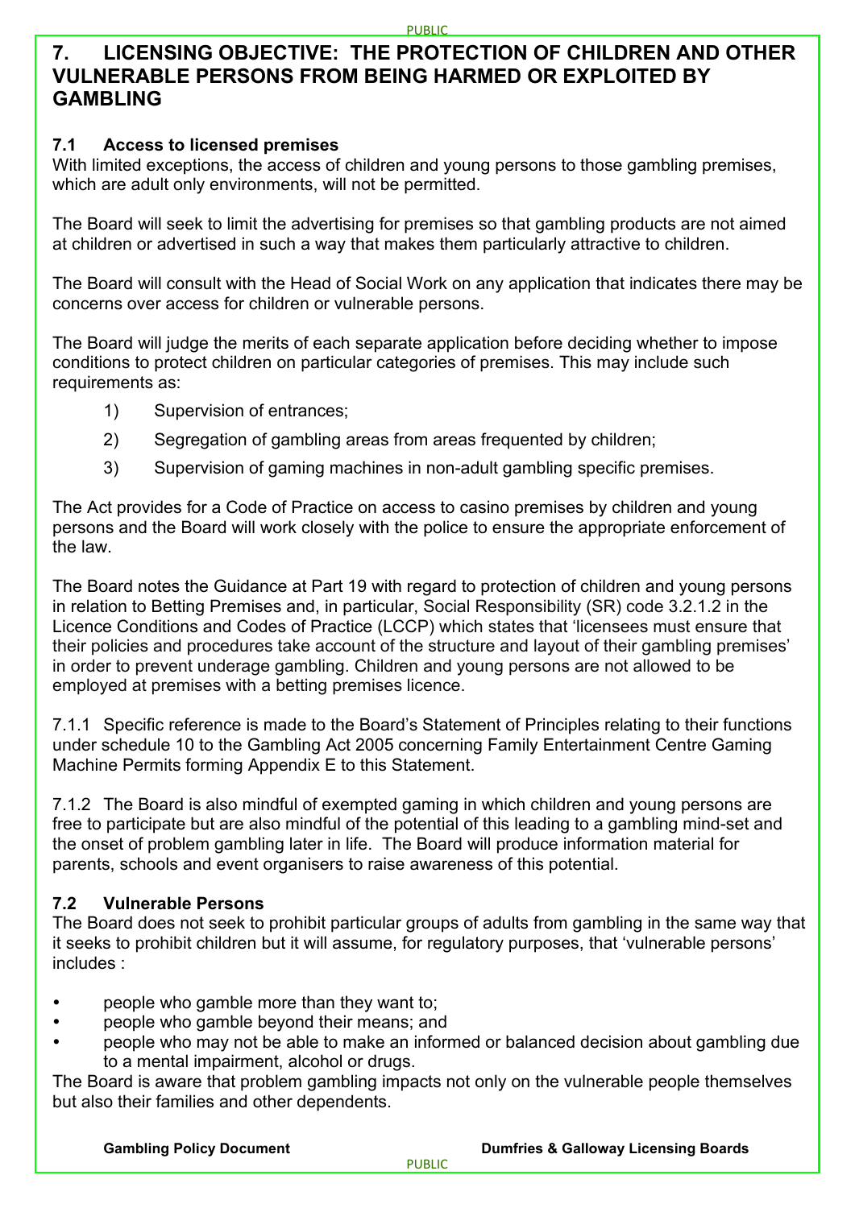## 7. LICENSING OBJECTIVE: THE PROTECTION OF CHILDREN AND OTHER VULNERABLE PERSONS FROM BEING HARMED OR EXPLOITED BY GAMBLING

### 7.1 Access to licensed premises

With limited exceptions, the access of children and young persons to those gambling premises, which are adult only environments, will not be permitted.

The Board will seek to limit the advertising for premises so that gambling products are not aimed at children or advertised in such a way that makes them particularly attractive to children.

The Board will consult with the Head of Social Work on any application that indicates there may be concerns over access for children or vulnerable persons.

The Board will judge the merits of each separate application before deciding whether to impose conditions to protect children on particular categories of premises. This may include such requirements as:

1) Supervision of entrances;
2) Segregation of gambling areas from areas frequented by children;
3) Supervision of gaming machines in non-adult gambling specific premises.

The Act provides for a Code of Practice on access to casino premises by children and young persons and the Board will work closely with the police to ensure the appropriate enforcement of the law.

The Board notes the Guidance at Part 19 with regard to protection of children and young persons in relation to Betting Premises and, in particular, Social Responsibility (SR) code 3.2.1.2 in the Licence Conditions and Codes of Practice (LCCP) which states that 'licensees must ensure that their policies and procedures take account of the structure and layout of their gambling premises' in order to prevent underage gambling. Children and young persons are not allowed to be employed at premises with a betting premises licence.

7.1.1 Specific reference is made to the Board's Statement of Principles relating to their functions under schedule 10 to the Gambling Act 2005 concerning Family Entertainment Centre Gaming Machine Permits forming Appendix E to this Statement.

7.1.2 The Board is also mindful of exempted gaming in which children and young persons are free to participate but are also mindful of the potential of this leading to a gambling mind-set and the onset of problem gambling later in life. The Board will produce information material for parents, schools and event organisers to raise awareness of this potential.

### 7.2 Vulnerable Persons

The Board does not seek to prohibit particular groups of adults from gambling in the same way that it seeks to prohibit children but it will assume, for regulatory purposes, that 'vulnerable persons' includes :

- people who gamble more than they want to;
- people who gamble beyond their means; and
- people who may not be able to make an informed or balanced decision about gambling due to a mental impairment, alcohol or drugs.

The Board is aware that problem gambling impacts not only on the vulnerable people themselves but also their families and other dependents.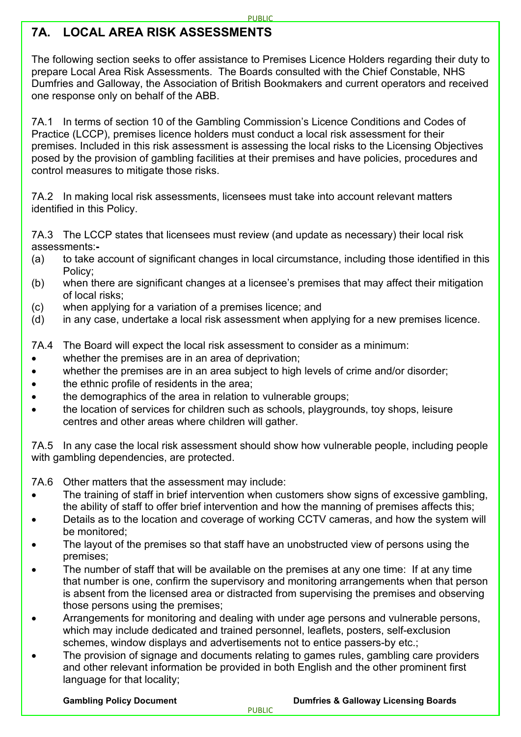## 7A. LOCAL AREA RISK ASSESSMENTS

The following section seeks to offer assistance to Premises Licence Holders regarding their duty to prepare Local Area Risk Assessments. The Boards consulted with the Chief Constable, NHS Dumfries and Galloway, the Association of British Bookmakers and current operators and received one response only on behalf of the ABB.

7A.1 In terms of section 10 of the Gambling Commission's Licence Conditions and Codes of Practice (LCCP), premises licence holders must conduct a local risk assessment for their premises. Included in this risk assessment is assessing the local risks to the Licensing Objectives posed by the provision of gambling facilities at their premises and have policies, procedures and control measures to mitigate those risks.

7A.2 In making local risk assessments, licensees must take into account relevant matters identified in this Policy.

7A.3 The LCCP states that licensees must review (and update as necessary) their local risk assessments:-

(a) to take account of significant changes in local circumstance, including those identified in this Policy;

(b) when there are significant changes at a licensee's premises that may affect their mitigation of local risks;

(c) when applying for a variation of a premises licence; and

(d) in any case, undertake a local risk assessment when applying for a new premises licence.

7A.4 The Board will expect the local risk assessment to consider as a minimum:

- whether the premises are in an area of deprivation;
- whether the premises are in an area subject to high levels of crime and/or disorder;
- the ethnic profile of residents in the area;
- the demographics of the area in relation to vulnerable groups;
- the location of services for children such as schools, playgrounds, toy shops, leisure centres and other areas where children will gather.

7A.5 In any case the local risk assessment should show how vulnerable people, including people with gambling dependencies, are protected.

7A.6 Other matters that the assessment may include:

- The training of staff in brief intervention when customers show signs of excessive gambling, the ability of staff to offer brief intervention and how the manning of premises affects this;
- Details as to the location and coverage of working CCTV cameras, and how the system will be monitored;
- The layout of the premises so that staff have an unobstructed view of persons using the premises;
- The number of staff that will be available on the premises at any one time: If at any time that number is one, confirm the supervisory and monitoring arrangements when that person is absent from the licensed area or distracted from supervising the premises and observing those persons using the premises;
- Arrangements for monitoring and dealing with under age persons and vulnerable persons, which may include dedicated and trained personnel, leaflets, posters, self-exclusion schemes, window displays and advertisements not to entice passers-by etc.;
- The provision of signage and documents relating to games rules, gambling care providers and other relevant information be provided in both English and the other prominent first language for that locality;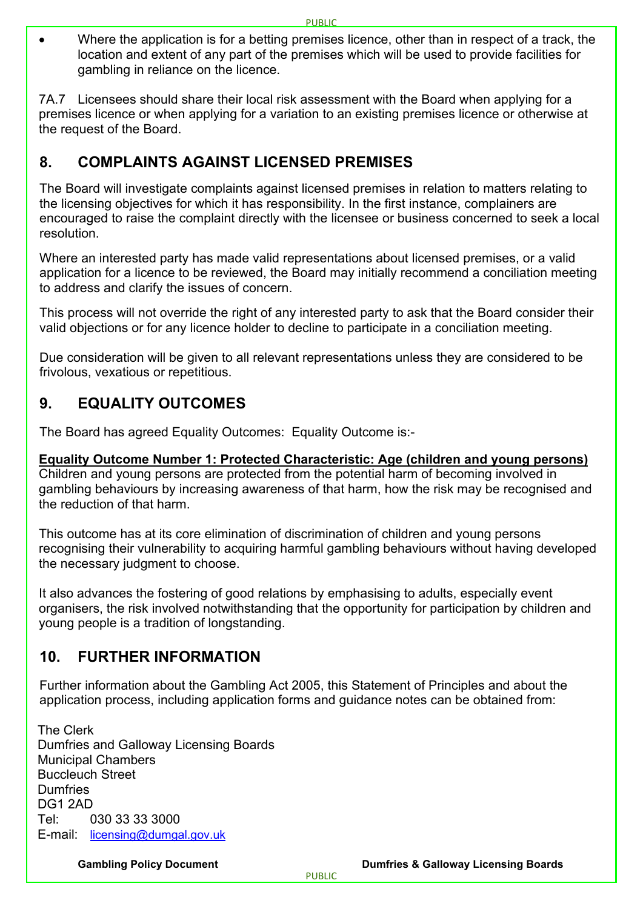- Where the application is for a betting premises licence, other than in respect of a track, the location and extent of any part of the premises which will be used to provide facilities for gambling in reliance on the licence.

7A.7 Licensees should share their local risk assessment with the Board when applying for a premises licence or when applying for a variation to an existing premises licence or otherwise at the request of the Board.

## 8. COMPLAINTS AGAINST LICENSED PREMISES

The Board will investigate complaints against licensed premises in relation to matters relating to the licensing objectives for which it has responsibility. In the first instance, complainers are encouraged to raise the complaint directly with the licensee or business concerned to seek a local resolution.

Where an interested party has made valid representations about licensed premises, or a valid application for a licence to be reviewed, the Board may initially recommend a conciliation meeting to address and clarify the issues of concern.

This process will not override the right of any interested party to ask that the Board consider their valid objections or for any licence holder to decline to participate in a conciliation meeting.

Due consideration will be given to all relevant representations unless they are considered to be frivolous, vexatious or repetitious.

## 9. EQUALITY OUTCOMES

The Board has agreed Equality Outcomes: Equality Outcome is:-

**Equality Outcome Number 1: Protected Characteristic: Age (children and young persons)**
Children and young persons are protected from the potential harm of becoming involved in gambling behaviours by increasing awareness of that harm, how the risk may be recognised and the reduction of that harm.

This outcome has at its core elimination of discrimination of children and young persons recognising their vulnerability to acquiring harmful gambling behaviours without having developed the necessary judgment to choose.

It also advances the fostering of good relations by emphasising to adults, especially event organisers, the risk involved notwithstanding that the opportunity for participation by children and young people is a tradition of longstanding.

## 10. FURTHER INFORMATION

Further information about the Gambling Act 2005, this Statement of Principles and about the application process, including application forms and guidance notes can be obtained from:

The Clerk
Dumfries and Galloway Licensing Boards
Municipal Chambers
Buccleuch Street
Dumfries
DG1 2AD
Tel: 030 33 33 3000
E-mail: licensing@dumgal.gov.uk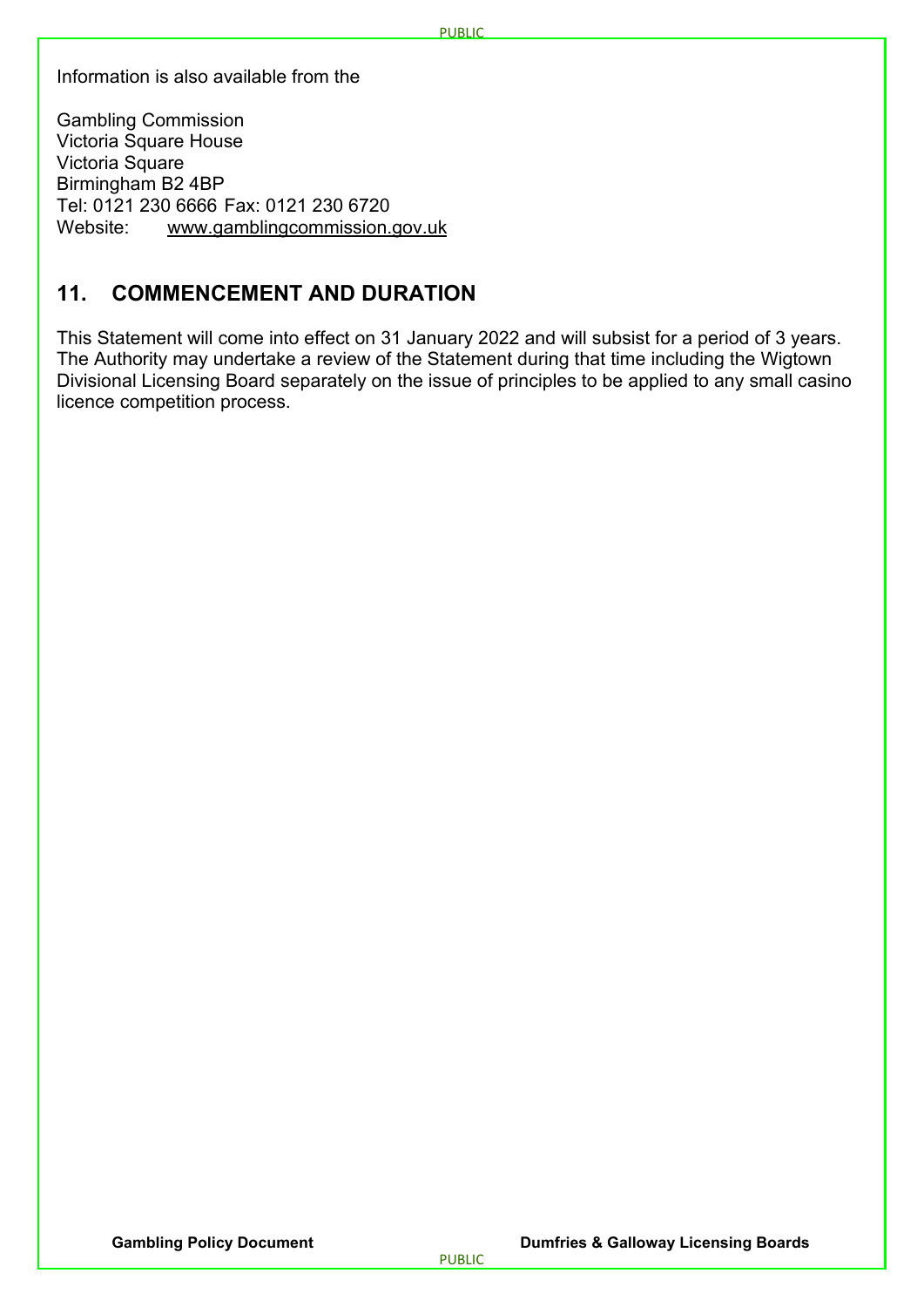Information is also available from the

Gambling Commission
Victoria Square House
Victoria Square
Birmingham B2 4BP
Tel: 0121 230 6666 Fax: 0121 230 6720
Website: www.gamblingcommission.gov.uk

## 11. COMMENCEMENT AND DURATION

This Statement will come into effect on 31 January 2022 and will subsist for a period of 3 years. The Authority may undertake a review of the Statement during that time including the Wigtown Divisional Licensing Board separately on the issue of principles to be applied to any small casino licence competition process.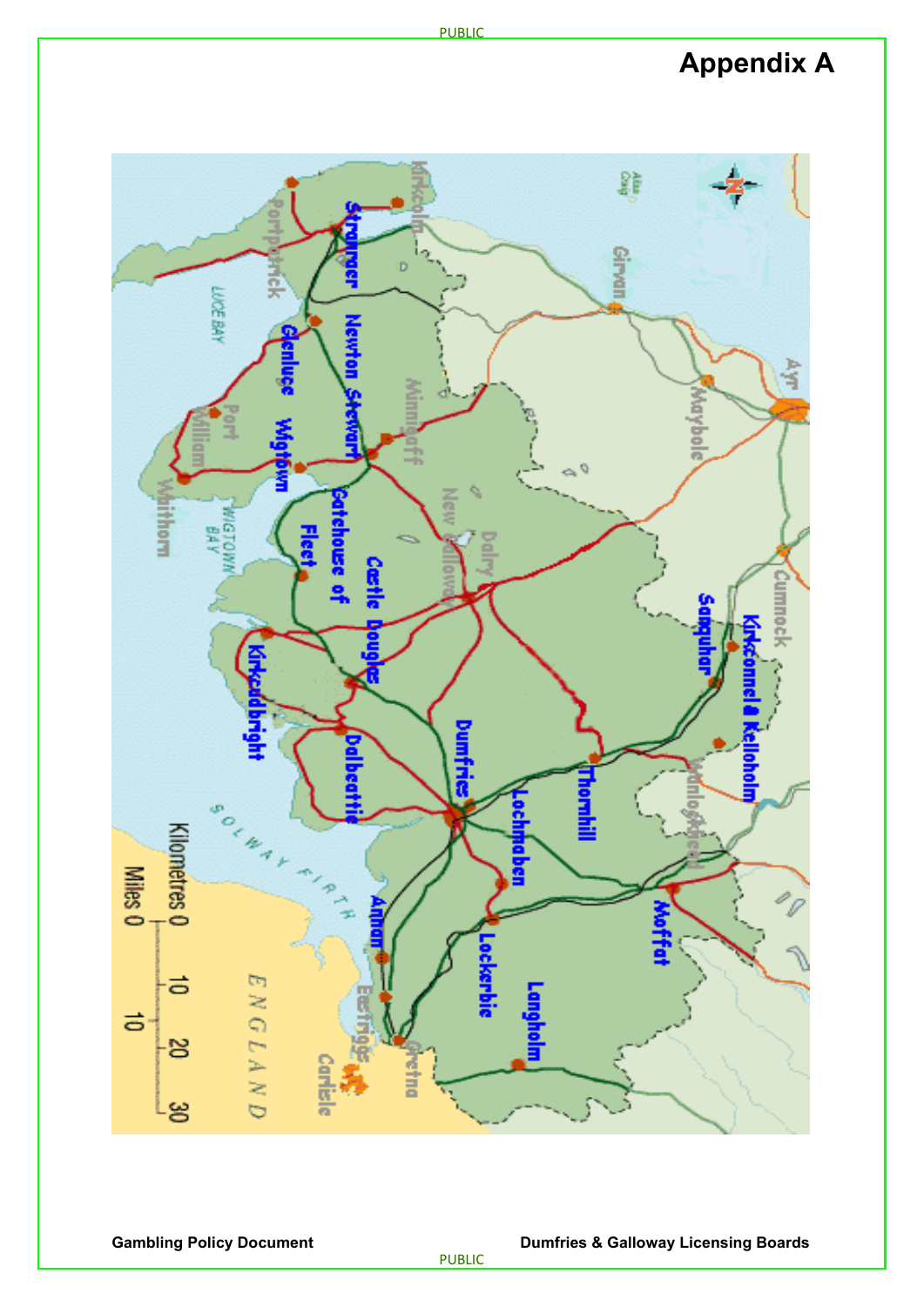# Appendix A

Stranraer
Portpatrick
Kirkcolm
Newton Stewart
Glenluce
Minnigaff
Port William
Wigtown
Whithorn
Gatehouse of Fleet
New Galloway
Dalry
Castle Douglas
Kirkcudbright
Dalbeattie
Dumfries
Thornhill
Sanquhar
Kirkconnel & Kelloholm
Wanlockhead
Lochmaben
Moffat
Annan
Lockerbie
Langholm
Eastriggs
Gretna
Carlisle
Girvan
Maybole
Ayr
Cumnock
Ailsa Craig
LUCE BAY
WIGTOWN BAY
SOLWAY FIRTH
ENGLAND

Kilometres 0 10 20 30
Miles 0 10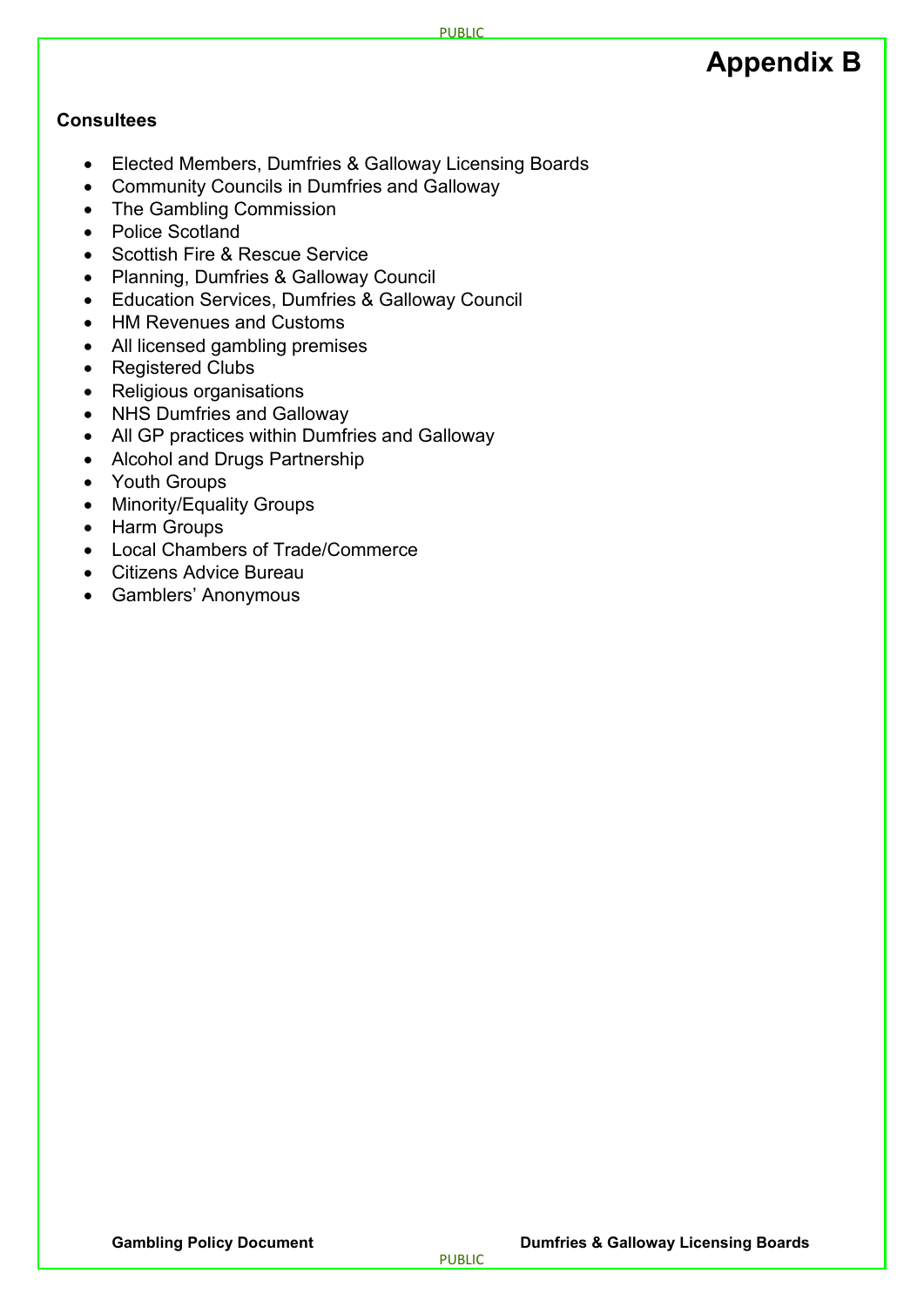# Appendix B

**Consultees**

- Elected Members, Dumfries & Galloway Licensing Boards
- Community Councils in Dumfries and Galloway
- The Gambling Commission
- Police Scotland
- Scottish Fire & Rescue Service
- Planning, Dumfries & Galloway Council
- Education Services, Dumfries & Galloway Council
- HM Revenues and Customs
- All licensed gambling premises
- Registered Clubs
- Religious organisations
- NHS Dumfries and Galloway
- All GP practices within Dumfries and Galloway
- Alcohol and Drugs Partnership
- Youth Groups
- Minority/Equality Groups
- Harm Groups
- Local Chambers of Trade/Commerce
- Citizens Advice Bureau
- Gamblers' Anonymous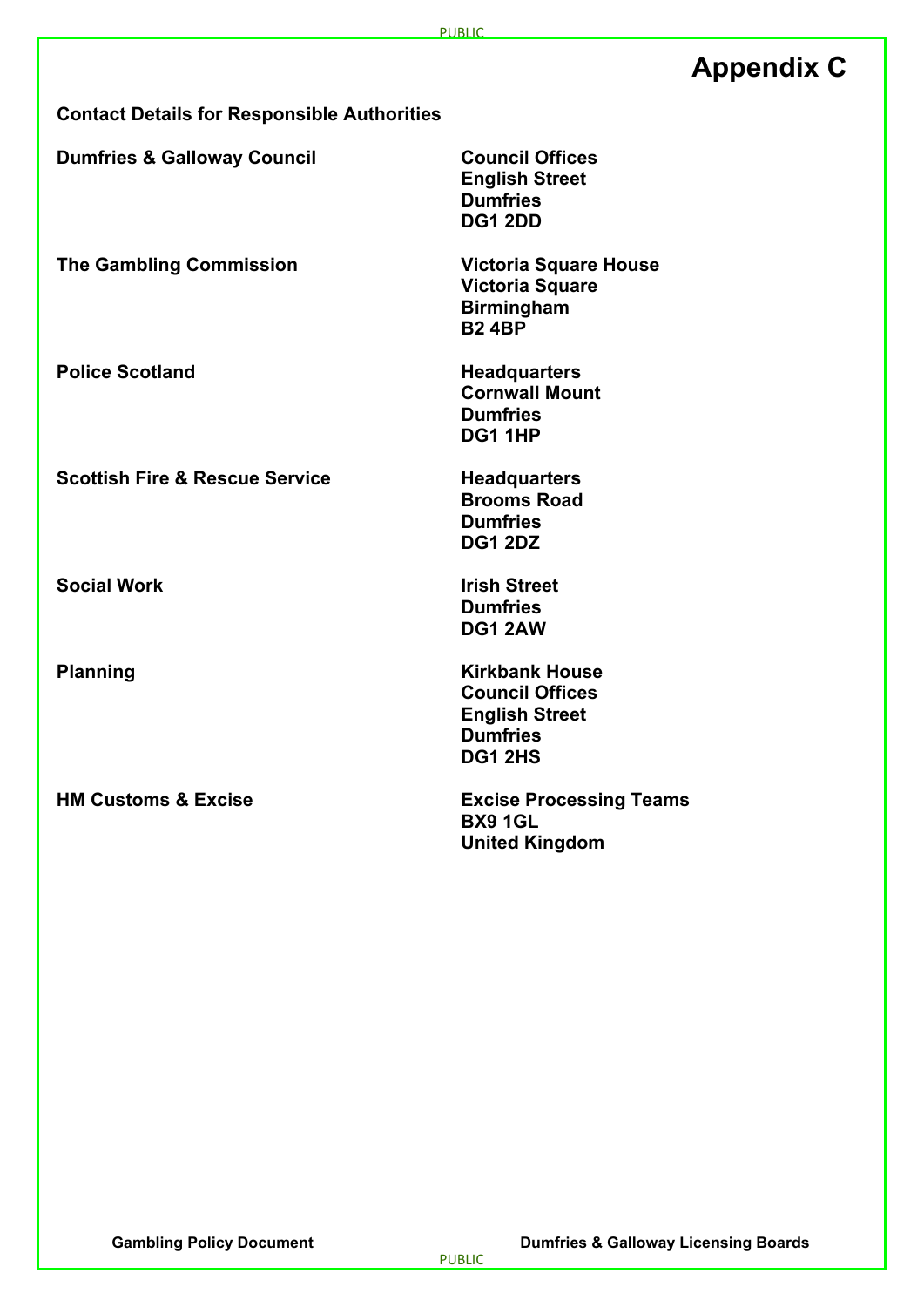# Appendix C

**Contact Details for Responsible Authorities**

| | |
|---|---|
| **Dumfries & Galloway Council** | **Council Offices**<br>**English Street**<br>**Dumfries**<br>**DG1 2DD** |
| **The Gambling Commission** | **Victoria Square House**<br>**Victoria Square**<br>**Birmingham**<br>**B2 4BP** |
| **Police Scotland** | **Headquarters**<br>**Cornwall Mount**<br>**Dumfries**<br>**DG1 1HP** |
| **Scottish Fire & Rescue Service** | **Headquarters**<br>**Brooms Road**<br>**Dumfries**<br>**DG1 2DZ** |
| **Social Work** | **Irish Street**<br>**Dumfries**<br>**DG1 2AW** |
| **Planning** | **Kirkbank House**<br>**Council Offices**<br>**English Street**<br>**Dumfries**<br>**DG1 2HS** |
| **HM Customs & Excise** | **Excise Processing Teams**<br>**BX9 1GL**<br>**United Kingdom** |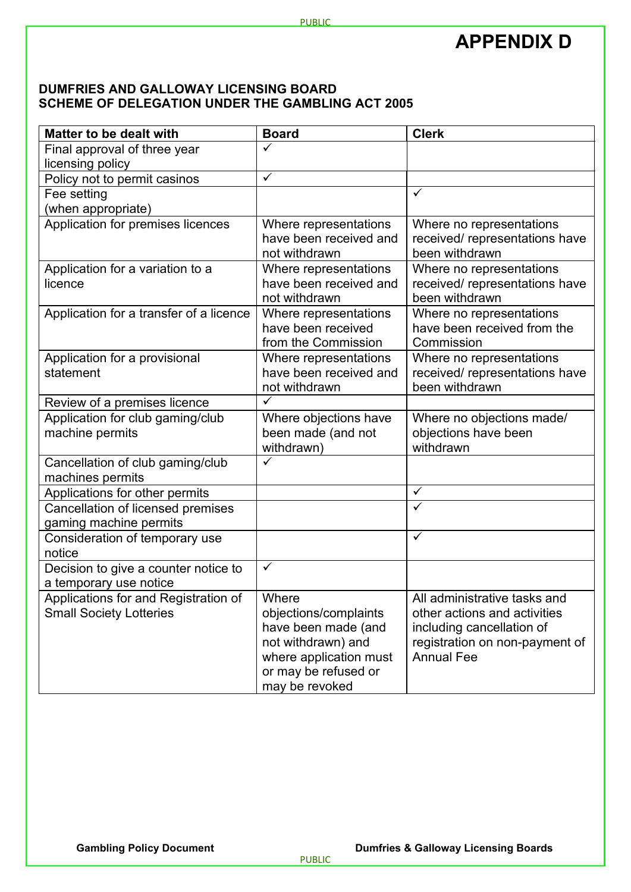# APPENDIX D

**DUMFRIES AND GALLOWAY LICENSING BOARD**
**SCHEME OF DELEGATION UNDER THE GAMBLING ACT 2005**

| Matter to be dealt with | Board | Clerk |
|---|---|---|
| Final approval of three year licensing policy | ✓ | |
| Policy not to permit casinos | ✓ | |
| Fee setting (when appropriate) | | ✓ |
| Application for premises licences | Where representations have been received and not withdrawn | Where no representations received/ representations have been withdrawn |
| Application for a variation to a licence | Where representations have been received and not withdrawn | Where no representations received/ representations have been withdrawn |
| Application for a transfer of a licence | Where representations have been received from the Commission | Where no representations have been received from the Commission |
| Application for a provisional statement | Where representations have been received and not withdrawn | Where no representations received/ representations have been withdrawn |
| Review of a premises licence | ✓ | |
| Application for club gaming/club machine permits | Where objections have been made (and not withdrawn) | Where no objections made/ objections have been withdrawn |
| Cancellation of club gaming/club machines permits | ✓ | |
| Applications for other permits | | ✓ |
| Cancellation of licensed premises gaming machine permits | | ✓ |
| Consideration of temporary use notice | | ✓ |
| Decision to give a counter notice to a temporary use notice | ✓ | |
| Applications for and Registration of Small Society Lotteries | Where objections/complaints have been made (and not withdrawn) and where application must or may be refused or may be revoked | All administrative tasks and other actions and activities including cancellation of registration on non-payment of Annual Fee |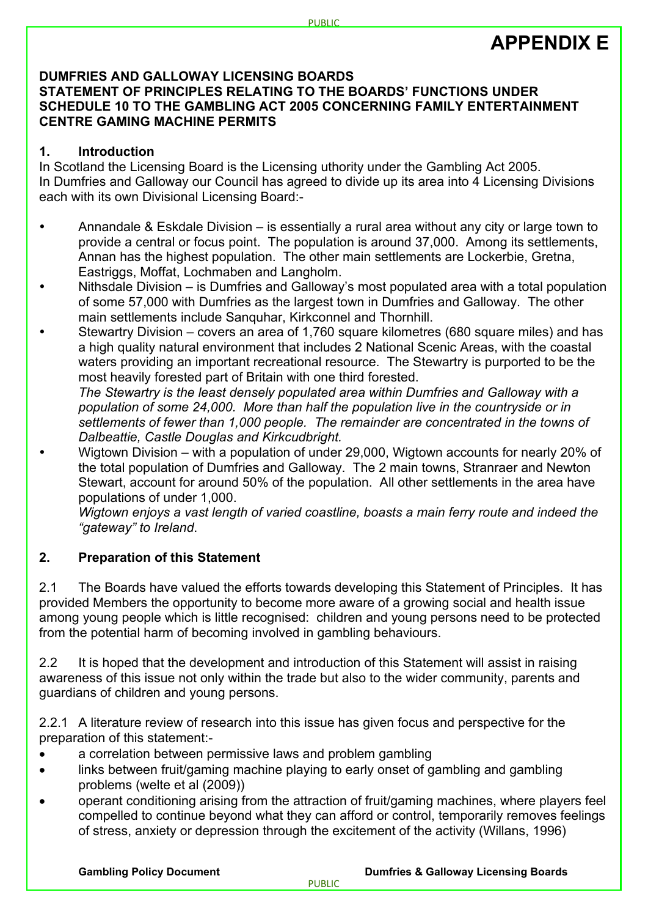# APPENDIX E

**DUMFRIES AND GALLOWAY LICENSING BOARDS**
**STATEMENT OF PRINCIPLES RELATING TO THE BOARDS' FUNCTIONS UNDER SCHEDULE 10 TO THE GAMBLING ACT 2005 CONCERNING FAMILY ENTERTAINMENT CENTRE GAMING MACHINE PERMITS**

## 1. Introduction

In Scotland the Licensing Board is the Licensing uthority under the Gambling Act 2005.
In Dumfries and Galloway our Council has agreed to divide up its area into 4 Licensing Divisions each with its own Divisional Licensing Board:-

- Annandale & Eskdale Division – is essentially a rural area without any city or large town to provide a central or focus point. The population is around 37,000. Among its settlements, Annan has the highest population. The other main settlements are Lockerbie, Gretna, Eastriggs, Moffat, Lochmaben and Langholm.
- Nithsdale Division – is Dumfries and Galloway's most populated area with a total population of some 57,000 with Dumfries as the largest town in Dumfries and Galloway. The other main settlements include Sanquhar, Kirkconnel and Thornhill.
- Stewartry Division – covers an area of 1,760 square kilometres (680 square miles) and has a high quality natural environment that includes 2 National Scenic Areas, with the coastal waters providing an important recreational resource. The Stewartry is purported to be the most heavily forested part of Britain with one third forested.
  *The Stewartry is the least densely populated area within Dumfries and Galloway with a population of some 24,000. More than half the population live in the countryside or in settlements of fewer than 1,000 people. The remainder are concentrated in the towns of Dalbeattie, Castle Douglas and Kirkcudbright.*
- Wigtown Division – with a population of under 29,000, Wigtown accounts for nearly 20% of the total population of Dumfries and Galloway. The 2 main towns, Stranraer and Newton Stewart, account for around 50% of the population. All other settlements in the area have populations of under 1,000.
  *Wigtown enjoys a vast length of varied coastline, boasts a main ferry route and indeed the "gateway" to Ireland.*

## 2. Preparation of this Statement

2.1 The Boards have valued the efforts towards developing this Statement of Principles. It has provided Members the opportunity to become more aware of a growing social and health issue among young people which is little recognised: children and young persons need to be protected from the potential harm of becoming involved in gambling behaviours.

2.2 It is hoped that the development and introduction of this Statement will assist in raising awareness of this issue not only within the trade but also to the wider community, parents and guardians of children and young persons.

2.2.1 A literature review of research into this issue has given focus and perspective for the preparation of this statement:-

- a correlation between permissive laws and problem gambling
- links between fruit/gaming machine playing to early onset of gambling and gambling problems (welte et al (2009))
- operant conditioning arising from the attraction of fruit/gaming machines, where players feel compelled to continue beyond what they can afford or control, temporarily removes feelings of stress, anxiety or depression through the excitement of the activity (Willans, 1996)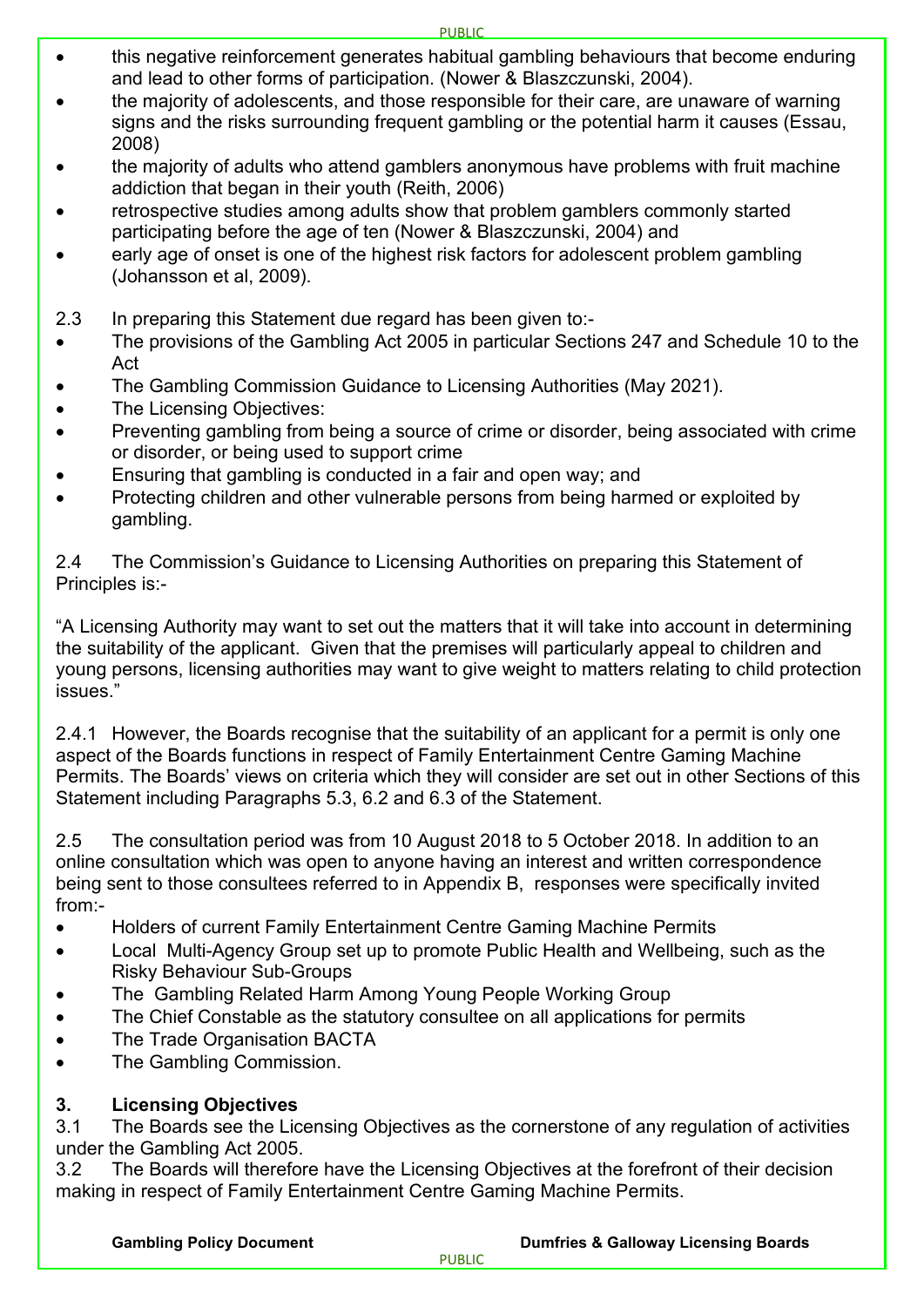- this negative reinforcement generates habitual gambling behaviours that become enduring and lead to other forms of participation. (Nower & Blaszczunski, 2004).
- the majority of adolescents, and those responsible for their care, are unaware of warning signs and the risks surrounding frequent gambling or the potential harm it causes (Essau, 2008)
- the majority of adults who attend gamblers anonymous have problems with fruit machine addiction that began in their youth (Reith, 2006)
- retrospective studies among adults show that problem gamblers commonly started participating before the age of ten (Nower & Blaszczunski, 2004) and
- early age of onset is one of the highest risk factors for adolescent problem gambling (Johansson et al, 2009).

2.3 In preparing this Statement due regard has been given to:-

- The provisions of the Gambling Act 2005 in particular Sections 247 and Schedule 10 to the Act
- The Gambling Commission Guidance to Licensing Authorities (May 2021).
- The Licensing Objectives:
- Preventing gambling from being a source of crime or disorder, being associated with crime or disorder, or being used to support crime
- Ensuring that gambling is conducted in a fair and open way; and
- Protecting children and other vulnerable persons from being harmed or exploited by gambling.

2.4 The Commission's Guidance to Licensing Authorities on preparing this Statement of Principles is:-

"A Licensing Authority may want to set out the matters that it will take into account in determining the suitability of the applicant. Given that the premises will particularly appeal to children and young persons, licensing authorities may want to give weight to matters relating to child protection issues."

2.4.1 However, the Boards recognise that the suitability of an applicant for a permit is only one aspect of the Boards functions in respect of Family Entertainment Centre Gaming Machine Permits. The Boards' views on criteria which they will consider are set out in other Sections of this Statement including Paragraphs 5.3, 6.2 and 6.3 of the Statement.

2.5 The consultation period was from 10 August 2018 to 5 October 2018. In addition to an online consultation which was open to anyone having an interest and written correspondence being sent to those consultees referred to in Appendix B, responses were specifically invited from:-

- Holders of current Family Entertainment Centre Gaming Machine Permits
- Local Multi-Agency Group set up to promote Public Health and Wellbeing, such as the Risky Behaviour Sub-Groups
- The Gambling Related Harm Among Young People Working Group
- The Chief Constable as the statutory consultee on all applications for permits
- The Trade Organisation BACTA
- The Gambling Commission.

## 3. Licensing Objectives

3.1 The Boards see the Licensing Objectives as the cornerstone of any regulation of activities under the Gambling Act 2005.

3.2 The Boards will therefore have the Licensing Objectives at the forefront of their decision making in respect of Family Entertainment Centre Gaming Machine Permits.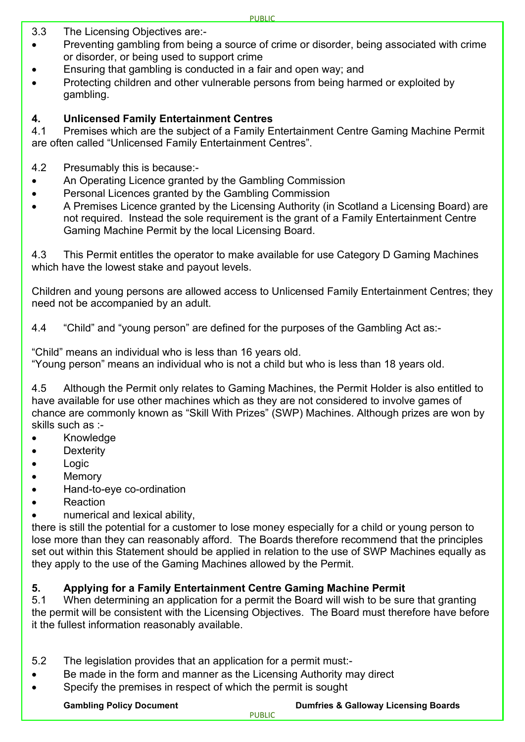3.3 The Licensing Objectives are:-

- Preventing gambling from being a source of crime or disorder, being associated with crime or disorder, or being used to support crime
- Ensuring that gambling is conducted in a fair and open way; and
- Protecting children and other vulnerable persons from being harmed or exploited by gambling.

## 4. Unlicensed Family Entertainment Centres

4.1 Premises which are the subject of a Family Entertainment Centre Gaming Machine Permit are often called "Unlicensed Family Entertainment Centres".

4.2 Presumably this is because:-

- An Operating Licence granted by the Gambling Commission
- Personal Licences granted by the Gambling Commission
- A Premises Licence granted by the Licensing Authority (in Scotland a Licensing Board) are not required. Instead the sole requirement is the grant of a Family Entertainment Centre Gaming Machine Permit by the local Licensing Board.

4.3 This Permit entitles the operator to make available for use Category D Gaming Machines which have the lowest stake and payout levels.

Children and young persons are allowed access to Unlicensed Family Entertainment Centres; they need not be accompanied by an adult.

4.4 "Child" and "young person" are defined for the purposes of the Gambling Act as:-

"Child" means an individual who is less than 16 years old.
"Young person" means an individual who is not a child but who is less than 18 years old.

4.5 Although the Permit only relates to Gaming Machines, the Permit Holder is also entitled to have available for use other machines which as they are not considered to involve games of chance are commonly known as "Skill With Prizes" (SWP) Machines. Although prizes are won by skills such as :-

- Knowledge
- Dexterity
- Logic
- Memory
- Hand-to-eye co-ordination
- Reaction
- numerical and lexical ability,

there is still the potential for a customer to lose money especially for a child or young person to lose more than they can reasonably afford. The Boards therefore recommend that the principles set out within this Statement should be applied in relation to the use of SWP Machines equally as they apply to the use of the Gaming Machines allowed by the Permit.

## 5. Applying for a Family Entertainment Centre Gaming Machine Permit

5.1 When determining an application for a permit the Board will wish to be sure that granting the permit will be consistent with the Licensing Objectives. The Board must therefore have before it the fullest information reasonably available.

5.2 The legislation provides that an application for a permit must:-

- Be made in the form and manner as the Licensing Authority may direct
- Specify the premises in respect of which the permit is sought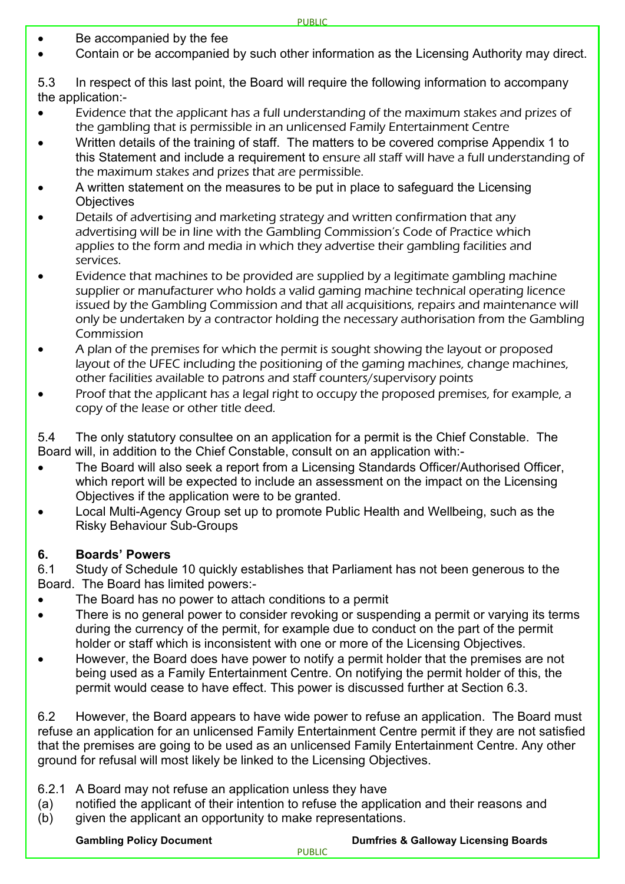- Be accompanied by the fee
- Contain or be accompanied by such other information as the Licensing Authority may direct.

5.3 In respect of this last point, the Board will require the following information to accompany the application:-

- Evidence that the applicant has a full understanding of the maximum stakes and prizes of the gambling that is permissible in an unlicensed Family Entertainment Centre
- Written details of the training of staff. The matters to be covered comprise Appendix 1 to this Statement and include a requirement to ensure all staff will have a full understanding of the maximum stakes and prizes that are permissible.
- A written statement on the measures to be put in place to safeguard the Licensing Objectives
- Details of advertising and marketing strategy and written confirmation that any advertising will be in line with the Gambling Commission's Code of Practice which applies to the form and media in which they advertise their gambling facilities and services.
- Evidence that machines to be provided are supplied by a legitimate gambling machine supplier or manufacturer who holds a valid gaming machine technical operating licence issued by the Gambling Commission and that all acquisitions, repairs and maintenance will only be undertaken by a contractor holding the necessary authorisation from the Gambling Commission
- A plan of the premises for which the permit is sought showing the layout or proposed layout of the UFEC including the positioning of the gaming machines, change machines, other facilities available to patrons and staff counters/supervisory points
- Proof that the applicant has a legal right to occupy the proposed premises, for example, a copy of the lease or other title deed.

5.4 The only statutory consultee on an application for a permit is the Chief Constable. The Board will, in addition to the Chief Constable, consult on an application with:-

- The Board will also seek a report from a Licensing Standards Officer/Authorised Officer, which report will be expected to include an assessment on the impact on the Licensing Objectives if the application were to be granted.
- Local Multi-Agency Group set up to promote Public Health and Wellbeing, such as the Risky Behaviour Sub-Groups

## 6. Boards' Powers

6.1 Study of Schedule 10 quickly establishes that Parliament has not been generous to the Board. The Board has limited powers:-

- The Board has no power to attach conditions to a permit
- There is no general power to consider revoking or suspending a permit or varying its terms during the currency of the permit, for example due to conduct on the part of the permit holder or staff which is inconsistent with one or more of the Licensing Objectives.
- However, the Board does have power to notify a permit holder that the premises are not being used as a Family Entertainment Centre. On notifying the permit holder of this, the permit would cease to have effect. This power is discussed further at Section 6.3.

6.2 However, the Board appears to have wide power to refuse an application. The Board must refuse an application for an unlicensed Family Entertainment Centre permit if they are not satisfied that the premises are going to be used as an unlicensed Family Entertainment Centre. Any other ground for refusal will most likely be linked to the Licensing Objectives.

6.2.1 A Board may not refuse an application unless they have

(a) notified the applicant of their intention to refuse the application and their reasons and

(b) given the applicant an opportunity to make representations.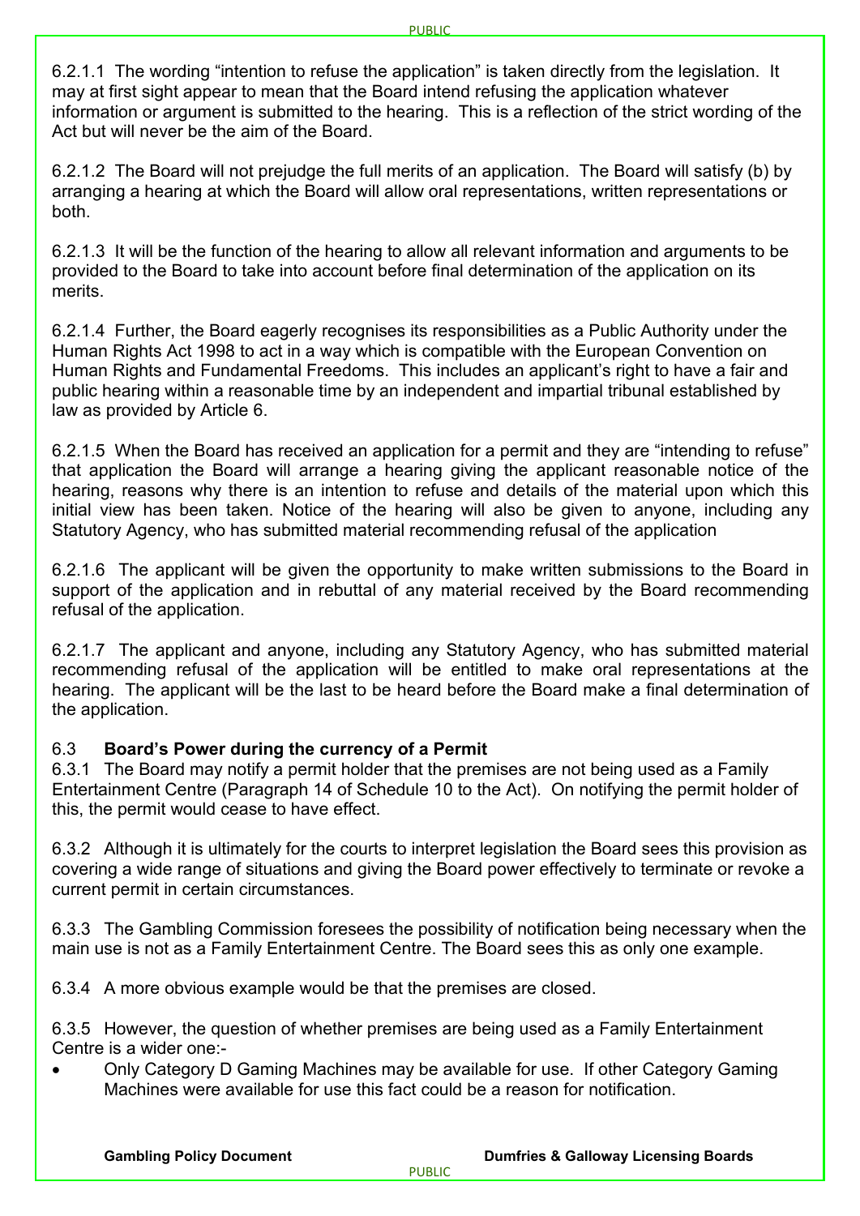6.2.1.1 The wording "intention to refuse the application" is taken directly from the legislation. It may at first sight appear to mean that the Board intend refusing the application whatever information or argument is submitted to the hearing. This is a reflection of the strict wording of the Act but will never be the aim of the Board.

6.2.1.2 The Board will not prejudge the full merits of an application. The Board will satisfy (b) by arranging a hearing at which the Board will allow oral representations, written representations or both.

6.2.1.3 It will be the function of the hearing to allow all relevant information and arguments to be provided to the Board to take into account before final determination of the application on its merits.

6.2.1.4 Further, the Board eagerly recognises its responsibilities as a Public Authority under the Human Rights Act 1998 to act in a way which is compatible with the European Convention on Human Rights and Fundamental Freedoms. This includes an applicant's right to have a fair and public hearing within a reasonable time by an independent and impartial tribunal established by law as provided by Article 6.

6.2.1.5 When the Board has received an application for a permit and they are "intending to refuse" that application the Board will arrange a hearing giving the applicant reasonable notice of the hearing, reasons why there is an intention to refuse and details of the material upon which this initial view has been taken. Notice of the hearing will also be given to anyone, including any Statutory Agency, who has submitted material recommending refusal of the application

6.2.1.6 The applicant will be given the opportunity to make written submissions to the Board in support of the application and in rebuttal of any material received by the Board recommending refusal of the application.

6.2.1.7 The applicant and anyone, including any Statutory Agency, who has submitted material recommending refusal of the application will be entitled to make oral representations at the hearing. The applicant will be the last to be heard before the Board make a final determination of the application.

### 6.3 Board's Power during the currency of a Permit

6.3.1 The Board may notify a permit holder that the premises are not being used as a Family Entertainment Centre (Paragraph 14 of Schedule 10 to the Act). On notifying the permit holder of this, the permit would cease to have effect.

6.3.2 Although it is ultimately for the courts to interpret legislation the Board sees this provision as covering a wide range of situations and giving the Board power effectively to terminate or revoke a current permit in certain circumstances.

6.3.3 The Gambling Commission foresees the possibility of notification being necessary when the main use is not as a Family Entertainment Centre. The Board sees this as only one example.

6.3.4 A more obvious example would be that the premises are closed.

6.3.5 However, the question of whether premises are being used as a Family Entertainment Centre is a wider one:-

- Only Category D Gaming Machines may be available for use. If other Category Gaming Machines were available for use this fact could be a reason for notification.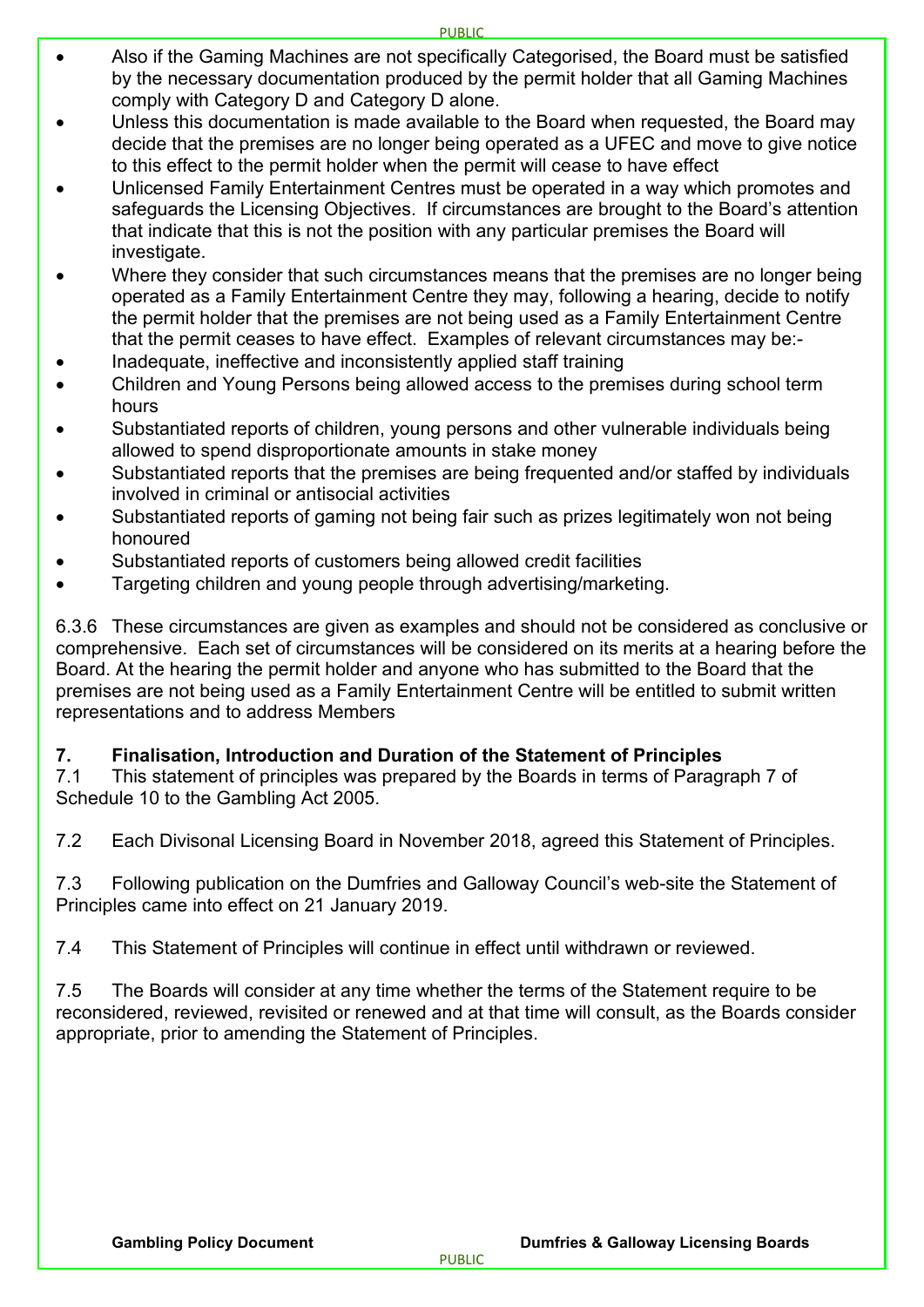- Also if the Gaming Machines are not specifically Categorised, the Board must be satisfied by the necessary documentation produced by the permit holder that all Gaming Machines comply with Category D and Category D alone.
- Unless this documentation is made available to the Board when requested, the Board may decide that the premises are no longer being operated as a UFEC and move to give notice to this effect to the permit holder when the permit will cease to have effect
- Unlicensed Family Entertainment Centres must be operated in a way which promotes and safeguards the Licensing Objectives. If circumstances are brought to the Board's attention that indicate that this is not the position with any particular premises the Board will investigate.
- Where they consider that such circumstances means that the premises are no longer being operated as a Family Entertainment Centre they may, following a hearing, decide to notify the permit holder that the premises are not being used as a Family Entertainment Centre that the permit ceases to have effect. Examples of relevant circumstances may be:-
- Inadequate, ineffective and inconsistently applied staff training
- Children and Young Persons being allowed access to the premises during school term hours
- Substantiated reports of children, young persons and other vulnerable individuals being allowed to spend disproportionate amounts in stake money
- Substantiated reports that the premises are being frequented and/or staffed by individuals involved in criminal or antisocial activities
- Substantiated reports of gaming not being fair such as prizes legitimately won not being honoured
- Substantiated reports of customers being allowed credit facilities
- Targeting children and young people through advertising/marketing.

6.3.6 These circumstances are given as examples and should not be considered as conclusive or comprehensive. Each set of circumstances will be considered on its merits at a hearing before the Board. At the hearing the permit holder and anyone who has submitted to the Board that the premises are not being used as a Family Entertainment Centre will be entitled to submit written representations and to address Members

## 7. Finalisation, Introduction and Duration of the Statement of Principles

7.1 This statement of principles was prepared by the Boards in terms of Paragraph 7 of Schedule 10 to the Gambling Act 2005.

7.2 Each Divisonal Licensing Board in November 2018, agreed this Statement of Principles.

7.3 Following publication on the Dumfries and Galloway Council's web-site the Statement of Principles came into effect on 21 January 2019.

7.4 This Statement of Principles will continue in effect until withdrawn or reviewed.

7.5 The Boards will consider at any time whether the terms of the Statement require to be reconsidered, reviewed, revisited or renewed and at that time will consult, as the Boards consider appropriate, prior to amending the Statement of Principles.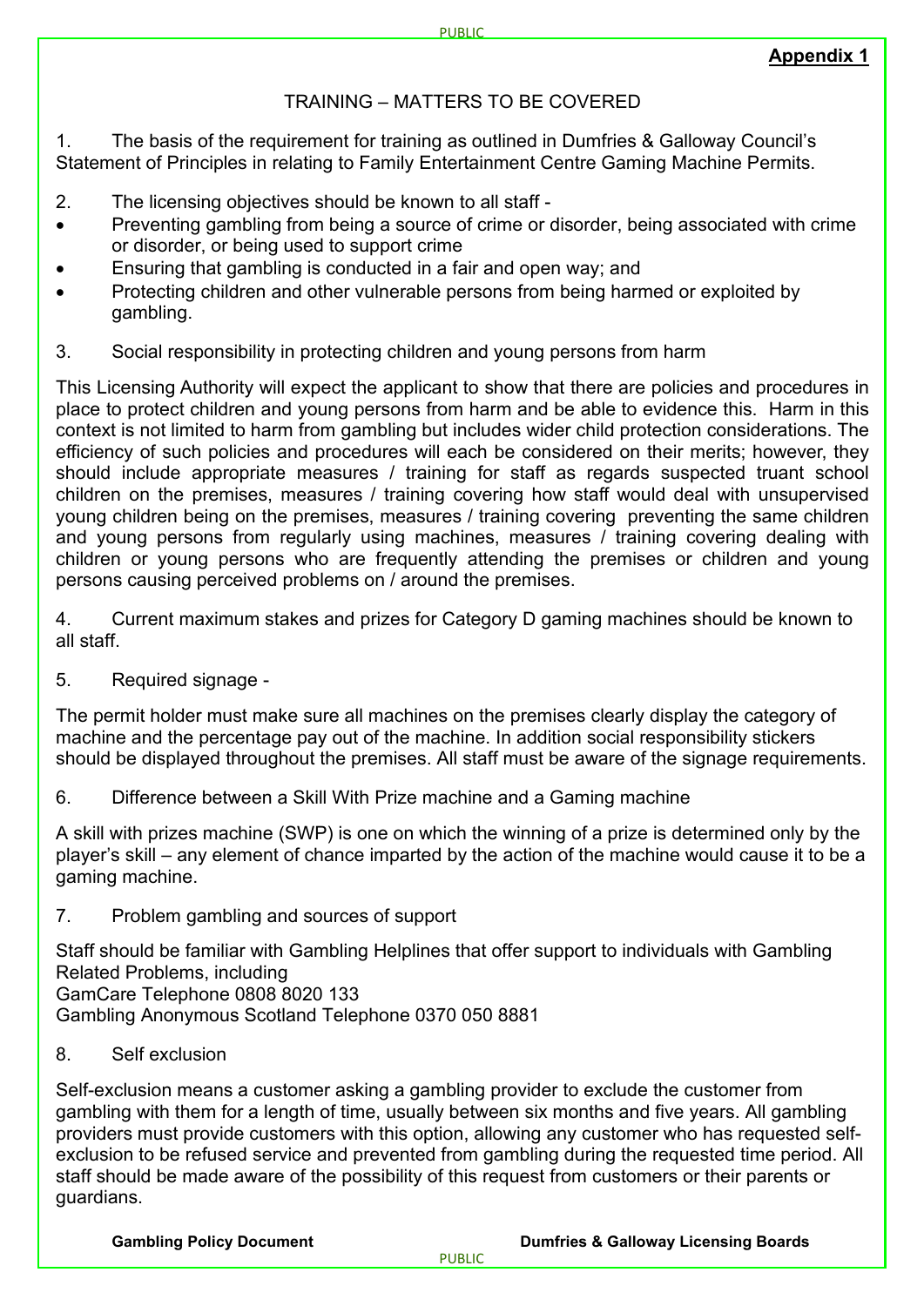**Appendix 1**

## TRAINING – MATTERS TO BE COVERED

1. The basis of the requirement for training as outlined in Dumfries & Galloway Council's Statement of Principles in relating to Family Entertainment Centre Gaming Machine Permits.

2. The licensing objectives should be known to all staff -

- Preventing gambling from being a source of crime or disorder, being associated with crime or disorder, or being used to support crime
- Ensuring that gambling is conducted in a fair and open way; and
- Protecting children and other vulnerable persons from being harmed or exploited by gambling.

3. Social responsibility in protecting children and young persons from harm

This Licensing Authority will expect the applicant to show that there are policies and procedures in place to protect children and young persons from harm and be able to evidence this. Harm in this context is not limited to harm from gambling but includes wider child protection considerations. The efficiency of such policies and procedures will each be considered on their merits; however, they should include appropriate measures / training for staff as regards suspected truant school children on the premises, measures / training covering how staff would deal with unsupervised young children being on the premises, measures / training covering preventing the same children and young persons from regularly using machines, measures / training covering dealing with children or young persons who are frequently attending the premises or children and young persons causing perceived problems on / around the premises.

4. Current maximum stakes and prizes for Category D gaming machines should be known to all staff.

5. Required signage -

The permit holder must make sure all machines on the premises clearly display the category of machine and the percentage pay out of the machine. In addition social responsibility stickers should be displayed throughout the premises. All staff must be aware of the signage requirements.

6. Difference between a Skill With Prize machine and a Gaming machine

A skill with prizes machine (SWP) is one on which the winning of a prize is determined only by the player's skill – any element of chance imparted by the action of the machine would cause it to be a gaming machine.

7. Problem gambling and sources of support

Staff should be familiar with Gambling Helplines that offer support to individuals with Gambling Related Problems, including
GamCare Telephone 0808 8020 133
Gambling Anonymous Scotland Telephone 0370 050 8881

8. Self exclusion

Self-exclusion means a customer asking a gambling provider to exclude the customer from gambling with them for a length of time, usually between six months and five years. All gambling providers must provide customers with this option, allowing any customer who has requested self-exclusion to be refused service and prevented from gambling during the requested time period. All staff should be made aware of the possibility of this request from customers or their parents or guardians.